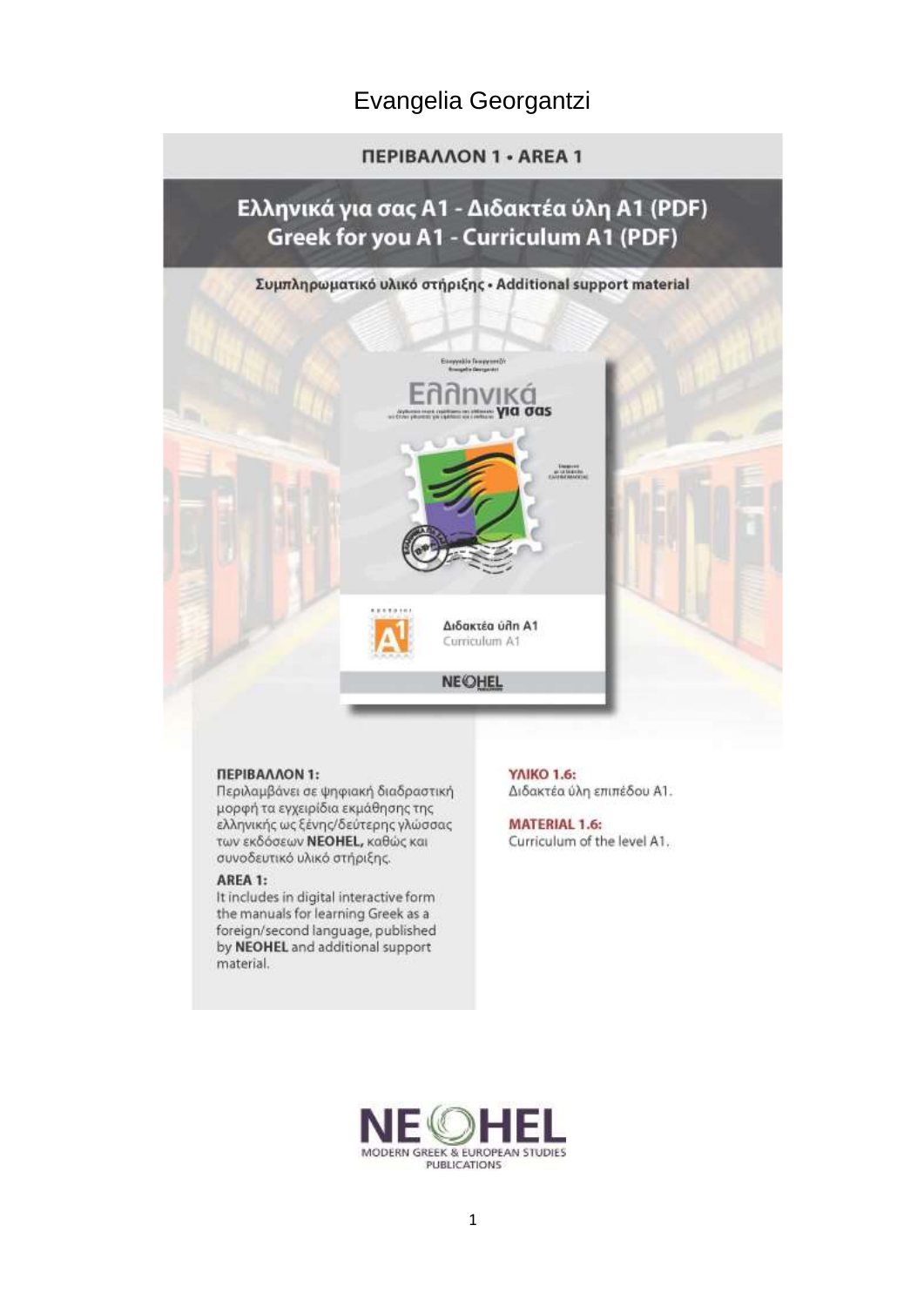Evangelia Georgantzi

**ΠΕΡΙΒΑΛΛΟΝ 1 • AREA 1**

# Ελληνικά για σας A1 - Διδακτέα ύλη A1 (PDF)
# Greek for you A1 - Curriculum A1 (PDF)

**Συμπληρωματικό υλικό στήριξης • Additional support material**

Ευαγγελία Γεωργαντζή
Evangelia Georgantzi

Ελληνικά για σας

Διδακτέα ύλη A1
Curriculum A1

NEOHEL

**ΠΕΡΙΒΑΛΛΟΝ 1:**
Περιλαμβάνει σε ψηφιακή διαδραστική μορφή τα εγχειρίδια εκμάθησης της ελληνικής ως ξένης/δεύτερης γλώσσας των εκδόσεων **NEOHEL,** καθώς και συνοδευτικό υλικό στήριξης.

**AREA 1:**
It includes in digital interactive form the manuals for learning Greek as a foreign/second language, published by **NEOHEL** and additional support material.

**ΥΛΙΚΟ 1.6:**
Διδακτέα ύλη επιπέδου A1.

**MATERIAL 1.6:**
Curriculum of the level A1.

NEOHEL
MODERN GREEK & EUROPEAN STUDIES PUBLICATIONS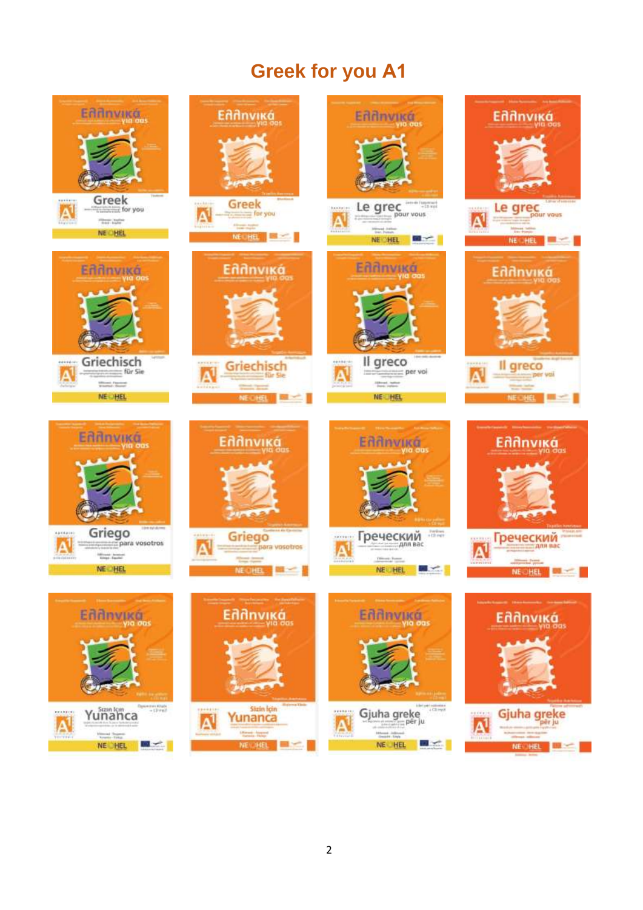# Greek for you A1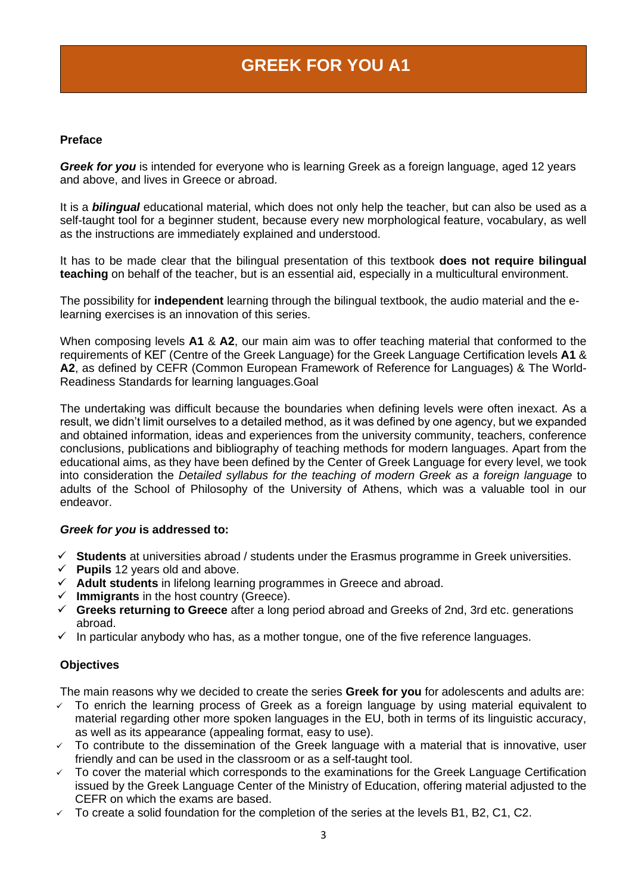# GREEK FOR YOU A1

## Preface

***Greek for you*** is intended for everyone who is learning Greek as a foreign language, aged 12 years and above, and lives in Greece or abroad.

It is a ***bilingual*** educational material, which does not only help the teacher, but can also be used as a self-taught tool for a beginner student, because every new morphological feature, vocabulary, as well as the instructions are immediately explained and understood.

It has to be made clear that the bilingual presentation of this textbook **does not require bilingual teaching** on behalf of the teacher, but is an essential aid, especially in a multicultural environment.

The possibility for **independent** learning through the bilingual textbook, the audio material and the e-learning exercises is an innovation of this series.

When composing levels **A1** & **A2**, our main aim was to offer teaching material that conformed to the requirements of ΚΕΓ (Centre of the Greek Language) for the Greek Language Certification levels **A1** & **A2**, as defined by CEFR (Common European Framework of Reference for Languages) & The World-Readiness Standards for learning languages.Goal

The undertaking was difficult because the boundaries when defining levels were often inexact. As a result, we didn't limit ourselves to a detailed method, as it was defined by one agency, but we expanded and obtained information, ideas and experiences from the university community, teachers, conference conclusions, publications and bibliography of teaching methods for modern languages. Apart from the educational aims, as they have been defined by the Center of Greek Language for every level, we took into consideration the *Detailed syllabus for the teaching of modern Greek as a foreign language* to adults of the School of Philosophy of the University of Athens, which was a valuable tool in our endeavor.

### *Greek for you* is addressed to:

- ✓ **Students** at universities abroad / students under the Erasmus programme in Greek universities.
- ✓ **Pupils** 12 years old and above.
- ✓ **Adult students** in lifelong learning programmes in Greece and abroad.
- ✓ **Immigrants** in the host country (Greece).
- ✓ **Greeks returning to Greece** after a long period abroad and Greeks of 2nd, 3rd etc. generations abroad.
- ✓ In particular anybody who has, as a mother tongue, one of the five reference languages.

## Objectives

The main reasons why we decided to create the series **Greek for you** for adolescents and adults are:

- ✓ To enrich the learning process of Greek as a foreign language by using material equivalent to material regarding other more spoken languages in the EU, both in terms of its linguistic accuracy, as well as its appearance (appealing format, easy to use).
- ✓ To contribute to the dissemination of the Greek language with a material that is innovative, user friendly and can be used in the classroom or as a self-taught tool.
- ✓ To cover the material which corresponds to the examinations for the Greek Language Certification issued by the Greek Language Center of the Ministry of Education, offering material adjusted to the CEFR on which the exams are based.
- ✓ To create a solid foundation for the completion of the series at the levels B1, B2, C1, C2.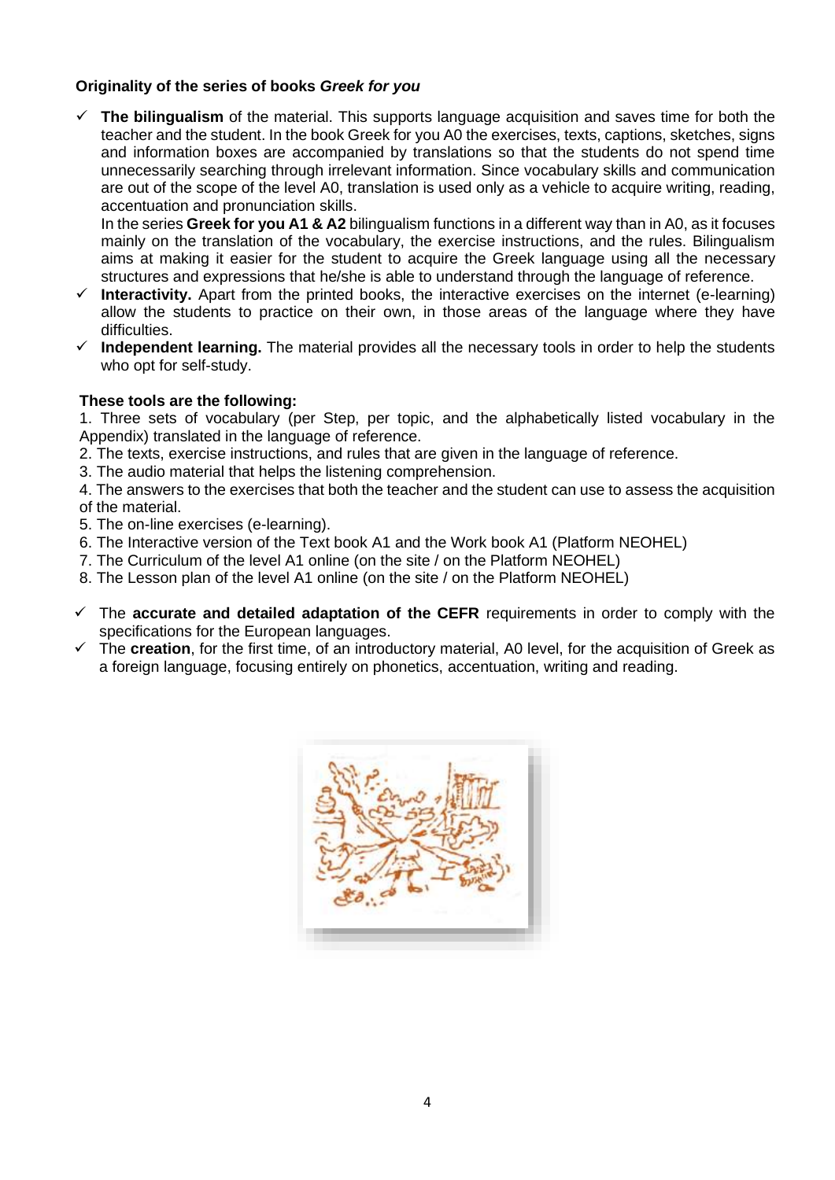**Originality of the series of books *Greek for you***

- ✓ **The bilingualism** of the material. This supports language acquisition and saves time for both the teacher and the student. In the book Greek for you A0 the exercises, texts, captions, sketches, signs and information boxes are accompanied by translations so that the students do not spend time unnecessarily searching through irrelevant information. Since vocabulary skills and communication are out of the scope of the level A0, translation is used only as a vehicle to acquire writing, reading, accentuation and pronunciation skills.

  In the series **Greek for you A1 & A2** bilingualism functions in a different way than in A0, as it focuses mainly on the translation of the vocabulary, the exercise instructions, and the rules. Bilingualism aims at making it easier for the student to acquire the Greek language using all the necessary structures and expressions that he/she is able to understand through the language of reference.
- ✓ **Interactivity.** Apart from the printed books, the interactive exercises on the internet (e-learning) allow the students to practice on their own, in those areas of the language where they have difficulties.
- ✓ **Independent learning.** The material provides all the necessary tools in order to help the students who opt for self-study.

**These tools are the following:**

1. Three sets of vocabulary (per Step, per topic, and the alphabetically listed vocabulary in the Appendix) translated in the language of reference.
2. The texts, exercise instructions, and rules that are given in the language of reference.
3. The audio material that helps the listening comprehension.
4. The answers to the exercises that both the teacher and the student can use to assess the acquisition of the material.
5. The on-line exercises (e-learning).
6. The Interactive version of the Text book A1 and the Work book A1 (Platform NEOHEL)
7. The Curriculum of the level A1 online (on the site / on the Platform NEOHEL)
8. The Lesson plan of the level A1 online (on the site / on the Platform NEOHEL)

- ✓ The **accurate and detailed adaptation of the CEFR** requirements in order to comply with the specifications for the European languages.
- ✓ The **creation**, for the first time, of an introductory material, A0 level, for the acquisition of Greek as a foreign language, focusing entirely on phonetics, accentuation, writing and reading.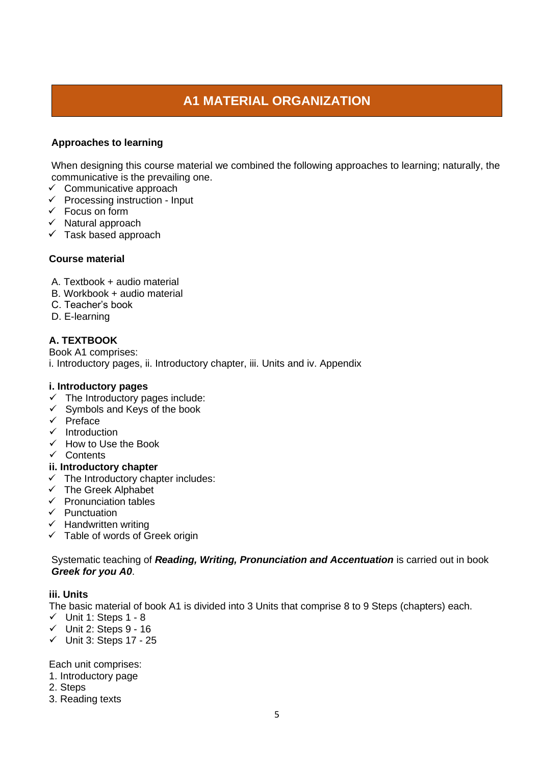# A1 MATERIAL ORGANIZATION

**Approaches to learning**

When designing this course material we combined the following approaches to learning; naturally, the communicative is the prevailing one.

- ✓ Communicative approach
- ✓ Processing instruction - Input
- ✓ Focus on form
- ✓ Natural approach
- ✓ Task based approach

**Course material**

A. Textbook + audio material
B. Workbook + audio material
C. Teacher's book
D. E-learning

**A. TEXTBOOK**

Book A1 comprises:
i. Introductory pages, ii. Introductory chapter, iii. Units and iv. Appendix

**i. Introductory pages**

- ✓ The Introductory pages include:
- ✓ Symbols and Keys of the book
- ✓ Preface
- ✓ Introduction
- ✓ How to Use the Book
- ✓ Contents

**ii. Introductory chapter**

- ✓ The Introductory chapter includes:
- ✓ The Greek Alphabet
- ✓ Pronunciation tables
- ✓ Punctuation
- ✓ Handwritten writing
- ✓ Table of words of Greek origin

Systematic teaching of ***Reading, Writing, Pronunciation and Accentuation*** is carried out in book ***Greek for you A0***.

**iii. Units**

The basic material of book A1 is divided into 3 Units that comprise 8 to 9 Steps (chapters) each.

- ✓ Unit 1: Steps 1 - 8
- ✓ Unit 2: Steps 9 - 16
- ✓ Unit 3: Steps 17 - 25

Each unit comprises:
1. Introductory page
2. Steps
3. Reading texts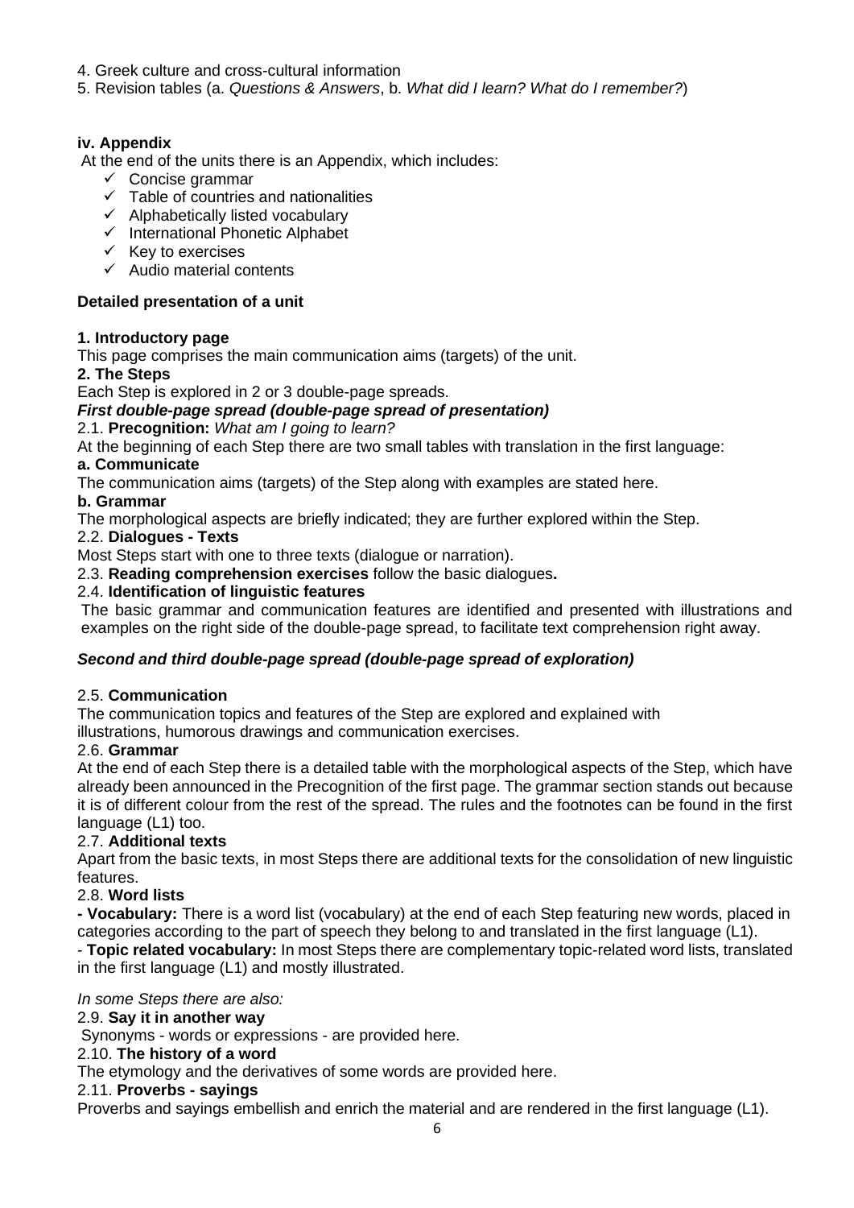4. Greek culture and cross-cultural information
5. Revision tables (a. *Questions & Answers*, b. *What did I learn? What do I remember?*)

**iv. Appendix**

At the end of the units there is an Appendix, which includes:

- ✓ Concise grammar
- ✓ Table of countries and nationalities
- ✓ Alphabetically listed vocabulary
- ✓ International Phonetic Alphabet
- ✓ Key to exercises
- ✓ Audio material contents

**Detailed presentation of a unit**

**1. Introductory page**

This page comprises the main communication aims (targets) of the unit.

**2. The Steps**

Each Step is explored in 2 or 3 double-page spreads.

***First double-page spread (double-page spread of presentation)***

2.1. **Precognition:** *What am I going to learn?*

At the beginning of each Step there are two small tables with translation in the first language:

**a. Communicate**

The communication aims (targets) of the Step along with examples are stated here.

**b. Grammar**

The morphological aspects are briefly indicated; they are further explored within the Step.

2.2. **Dialogues - Texts**

Most Steps start with one to three texts (dialogue or narration).

2.3. **Reading comprehension exercises** follow the basic dialogues**.**

2.4. **Identification of linguistic features**

The basic grammar and communication features are identified and presented with illustrations and examples on the right side of the double-page spread, to facilitate text comprehension right away.

***Second and third double-page spread (double-page spread of exploration)***

2.5. **Communication**

The communication topics and features of the Step are explored and explained with illustrations, humorous drawings and communication exercises.

2.6. **Grammar**

At the end of each Step there is a detailed table with the morphological aspects of the Step, which have already been announced in the Precognition of the first page. The grammar section stands out because it is of different colour from the rest of the spread. The rules and the footnotes can be found in the first language (L1) too.

2.7. **Additional texts**

Apart from the basic texts, in most Steps there are additional texts for the consolidation of new linguistic features.

2.8. **Word lists**

**- Vocabulary:** There is a word list (vocabulary) at the end of each Step featuring new words, placed in categories according to the part of speech they belong to and translated in the first language (L1).

- **Topic related vocabulary:** In most Steps there are complementary topic-related word lists, translated in the first language (L1) and mostly illustrated.

*In some Steps there are also:*

2.9. **Say it in another way**

Synonyms - words or expressions - are provided here.

2.10. **The history of a word**

The etymology and the derivatives of some words are provided here.

2.11. **Proverbs - sayings**

Proverbs and sayings embellish and enrich the material and are rendered in the first language (L1).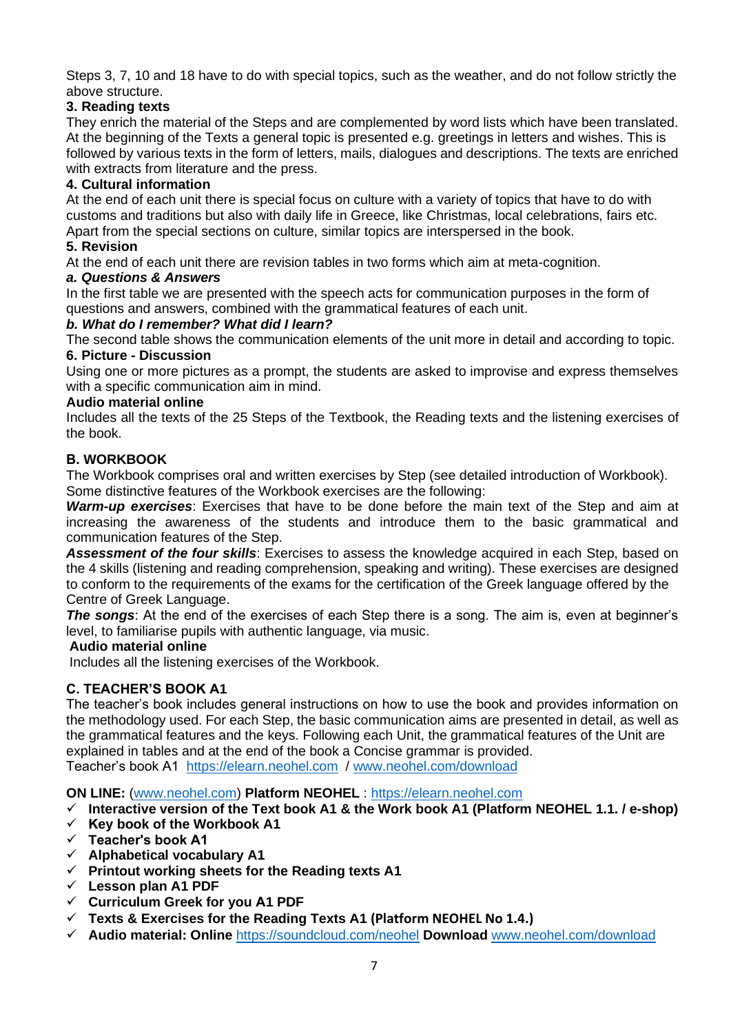Steps 3, 7, 10 and 18 have to do with special topics, such as the weather, and do not follow strictly the above structure.

**3. Reading texts**

They enrich the material of the Steps and are complemented by word lists which have been translated. At the beginning of the Texts a general topic is presented e.g. greetings in letters and wishes. This is followed by various texts in the form of letters, mails, dialogues and descriptions. The texts are enriched with extracts from literature and the press.

**4. Cultural information**

At the end of each unit there is special focus on culture with a variety of topics that have to do with customs and traditions but also with daily life in Greece, like Christmas, local celebrations, fairs etc. Apart from the special sections on culture, similar topics are interspersed in the book.

**5. Revision**

At the end of each unit there are revision tables in two forms which aim at meta-cognition.

***a. Questions & Answers***

In the first table we are presented with the speech acts for communication purposes in the form of questions and answers, combined with the grammatical features of each unit.

***b. What do I remember? What did I learn?***

The second table shows the communication elements of the unit more in detail and according to topic.

**6. Picture - Discussion**

Using one or more pictures as a prompt, the students are asked to improvise and express themselves with a specific communication aim in mind.

**Audio material online**

Includes all the texts of the 25 Steps of the Textbook, the Reading texts and the listening exercises of the book.

## B. WORKBOOK

The Workbook comprises oral and written exercises by Step (see detailed introduction of Workbook). Some distinctive features of the Workbook exercises are the following:

***Warm-up exercises***: Exercises that have to be done before the main text of the Step and aim at increasing the awareness of the students and introduce them to the basic grammatical and communication features of the Step.

***Assessment of the four skills***: Exercises to assess the knowledge acquired in each Step, based on the 4 skills (listening and reading comprehension, speaking and writing). These exercises are designed to conform to the requirements of the exams for the certification of the Greek language offered by the Centre of Greek Language.

***The songs***: At the end of the exercises of each Step there is a song. The aim is, even at beginner's level, to familiarise pupils with authentic language, via music.

**Audio material online**

Includes all the listening exercises of the Workbook.

## C. TEACHER'S BOOK A1

The teacher's book includes general instructions on how to use the book and provides information on the methodology used. For each Step, the basic communication aims are presented in detail, as well as the grammatical features and the keys. Following each Unit, the grammatical features of the Unit are explained in tables and at the end of the book a Concise grammar is provided.
Teacher's book A1 https://elearn.neohel.com / www.neohel.com/download

**ON LINE:** (www.neohel.com) **Platform NEOHEL** : https://elearn.neohel.com

- ✓ **Interactive version of the Text book A1 & the Work book A1 (Platform NEOHEL 1.1. / e-shop)**
- ✓ **Key book of the Workbook A1**
- ✓ **Teacher's book A1**
- ✓ **Alphabetical vocabulary A1**
- ✓ **Printout working sheets for the Reading texts A1**
- ✓ **Lesson plan A1 PDF**
- ✓ **Curriculum Greek for you A1 PDF**
- ✓ **Texts & Exercises for the Reading Texts A1 (Platform NEOHEL No 1.4.)**
- ✓ **Audio material: Online** https://soundcloud.com/neohel **Download** www.neohel.com/download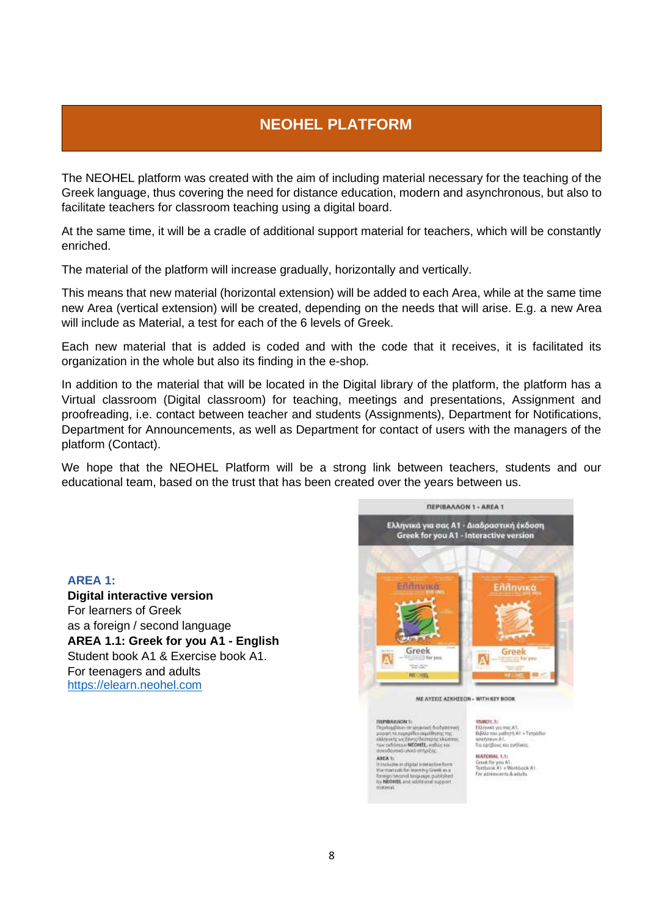# NEOHEL PLATFORM

The NEOHEL platform was created with the aim of including material necessary for the teaching of the Greek language, thus covering the need for distance education, modern and asynchronous, but also to facilitate teachers for classroom teaching using a digital board.

At the same time, it will be a cradle of additional support material for teachers, which will be constantly enriched.

The material of the platform will increase gradually, horizontally and vertically.

This means that new material (horizontal extension) will be added to each Area, while at the same time new Area (vertical extension) will be created, depending on the needs that will arise. E.g. a new Area will include as Material, a test for each of the 6 levels of Greek.

Each new material that is added is coded and with the code that it receives, it is facilitated its organization in the whole but also its finding in the e-shop.

In addition to the material that will be located in the Digital library of the platform, the platform has a Virtual classroom (Digital classroom) for teaching, meetings and presentations, Assignment and proofreading, i.e. contact between teacher and students (Assignments), Department for Notifications, Department for Announcements, as well as Department for contact of users with the managers of the platform (Contact).

We hope that the NEOHEL Platform will be a strong link between teachers, students and our educational team, based on the trust that has been created over the years between us.

**AREA 1:**
**Digital interactive version**
For learners of Greek
as a foreign / second language
**AREA 1.1: Greek for you A1 - English**
Student book A1 & Exercise book A1.
For teenagers and adults
https://elearn.neohel.com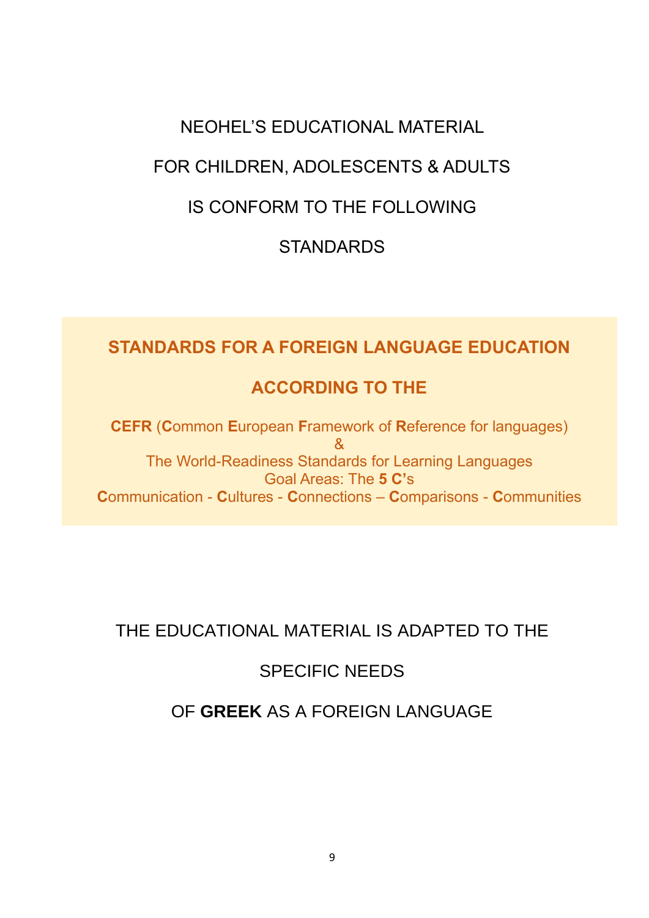NEOHEL'S EDUCATIONAL MATERIAL

FOR CHILDREN, ADOLESCENTS & ADULTS

IS CONFORM TO THE FOLLOWING

STANDARDS

## STANDARDS FOR A FOREIGN LANGUAGE EDUCATION

## ACCORDING TO THE

**CEFR** (**C**ommon **E**uropean **F**ramework of **R**eference for languages)
&
The World-Readiness Standards for Learning Languages
Goal Areas: The **5 C'**s
**C**ommunication - **C**ultures - **C**onnections – **C**omparisons - **C**ommunities

THE EDUCATIONAL MATERIAL IS ADAPTED TO THE

SPECIFIC NEEDS

OF **GREEK** AS A FOREIGN LANGUAGE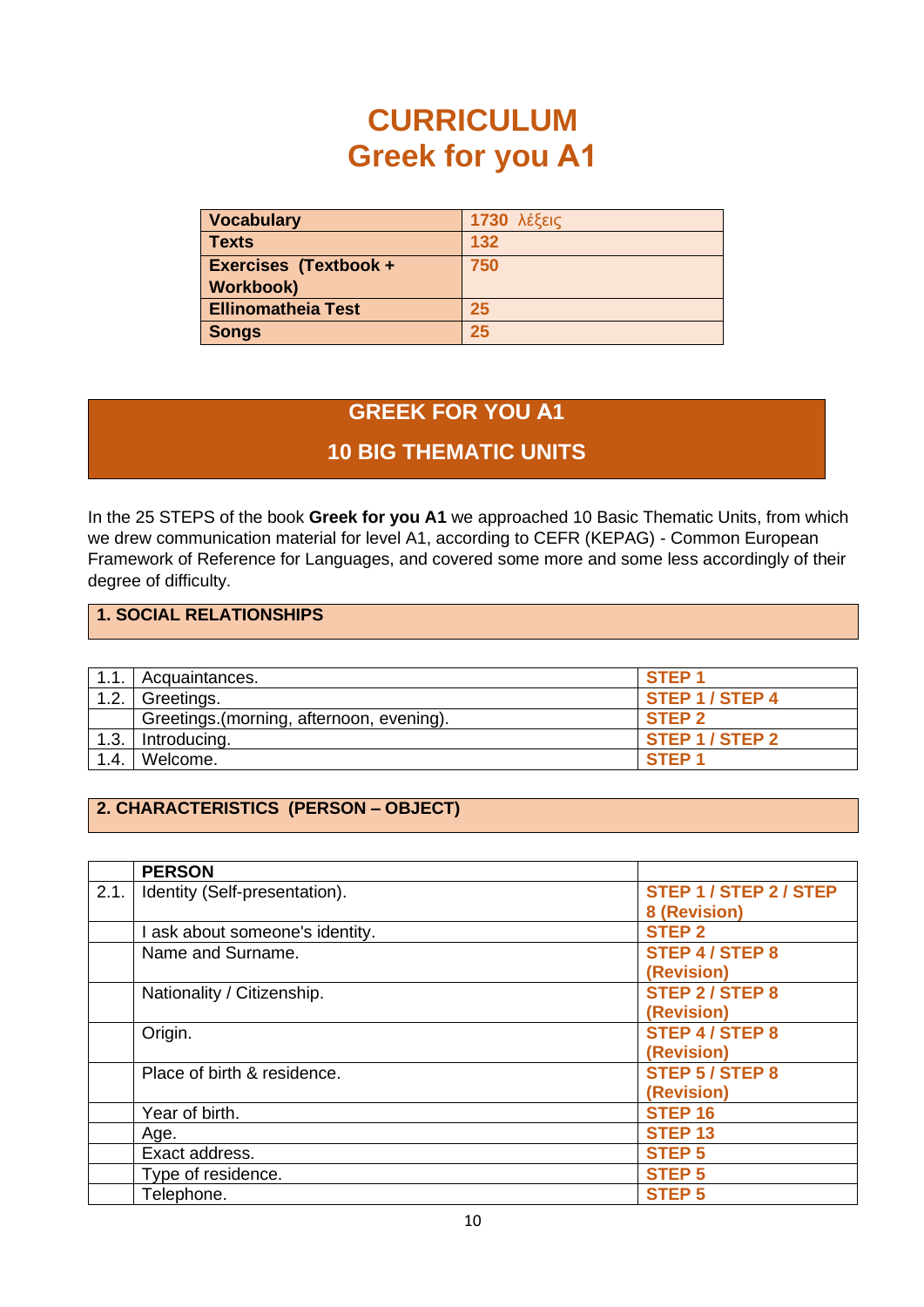# CURRICULUM
# Greek for you A1

| Vocabulary | 1730 λέξεις |
|---|---|
| Texts | 132 |
| Exercises (Textbook + Workbook) | 750 |
| Ellinomatheia Test | 25 |
| Songs | 25 |

## GREEK FOR YOU A1

## 10 BIG THEMATIC UNITS

In the 25 STEPS of the book **Greek for you A1** we approached 10 Basic Thematic Units, from which we drew communication material for level A1, according to CEFR (KEPAG) - Common European Framework of Reference for Languages, and covered some more and some less accordingly of their degree of difficulty.

### 1. SOCIAL RELATIONSHIPS

| | | |
|---|---|---|
| 1.1. | Acquaintances. | STEP 1 |
| 1.2. | Greetings. | STEP 1 / STEP 4 |
| | Greetings.(morning, afternoon, evening). | STEP 2 |
| 1.3. | Introducing. | STEP 1 / STEP 2 |
| 1.4. | Welcome. | STEP 1 |

### 2. CHARACTERISTICS (PERSON – OBJECT)

| | PERSON | |
|---|---|---|
| 2.1. | Identity (Self-presentation). | STEP 1 / STEP 2 / STEP 8 (Revision) |
| | I ask about someone's identity. | STEP 2 |
| | Name and Surname. | STEP 4 / STEP 8 (Revision) |
| | Nationality / Citizenship. | STEP 2 / STEP 8 (Revision) |
| | Origin. | STEP 4 / STEP 8 (Revision) |
| | Place of birth & residence. | STEP 5 / STEP 8 (Revision) |
| | Year of birth. | STEP 16 |
| | Age. | STEP 13 |
| | Exact address. | STEP 5 |
| | Type of residence. | STEP 5 |
| | Telephone. | STEP 5 |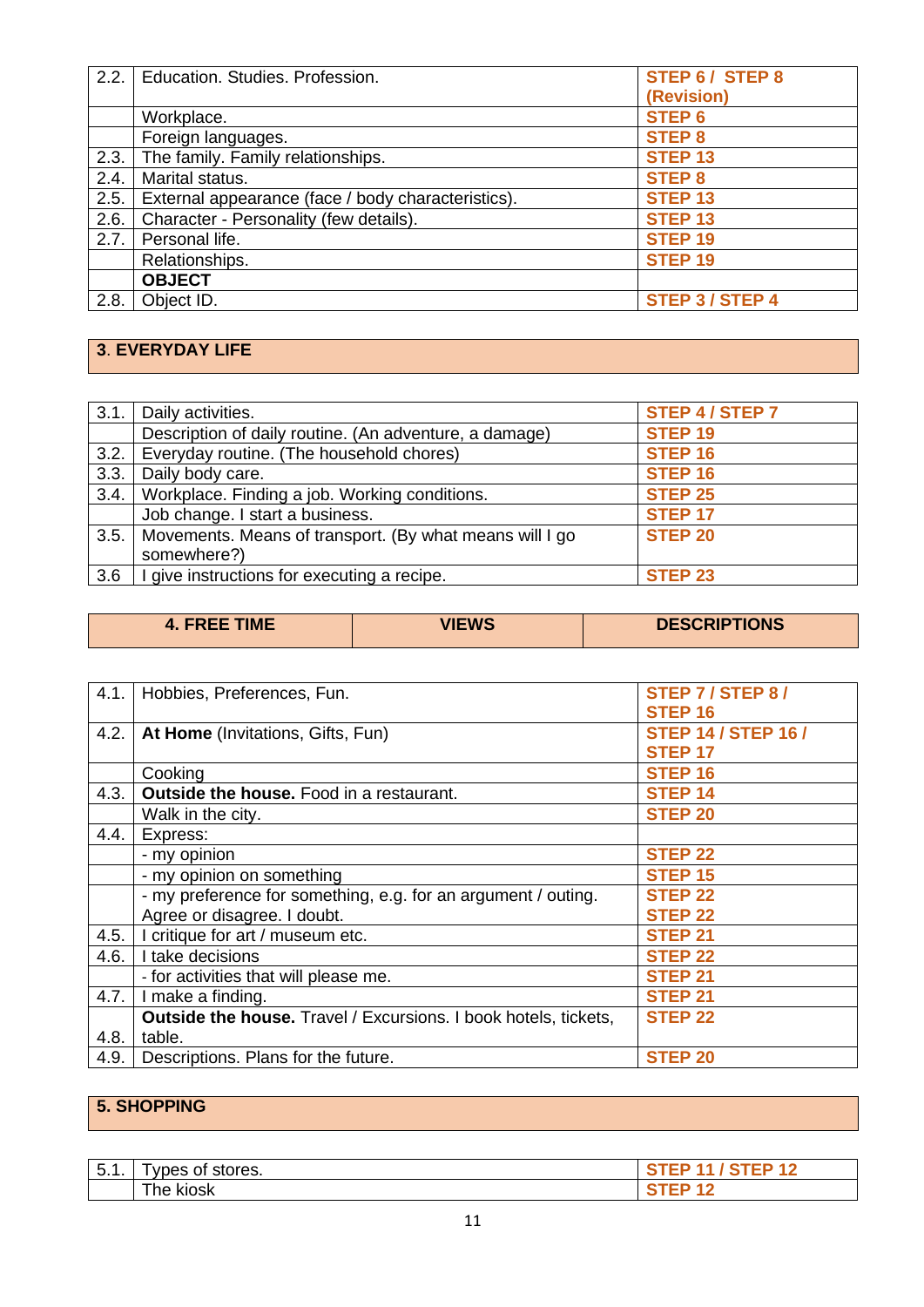| 2.2. | Education. Studies. Profession. | **STEP 6 / STEP 8 (Revision)** |
|---|---|---|
| | Workplace. | **STEP 6** |
| | Foreign languages. | **STEP 8** |
| 2.3. | The family. Family relationships. | **STEP 13** |
| 2.4. | Marital status. | **STEP 8** |
| 2.5. | External appearance (face / body characteristics). | **STEP 13** |
| 2.6. | Character - Personality (few details). | **STEP 13** |
| 2.7. | Personal life. | **STEP 19** |
| | Relationships. | **STEP 19** |
| | **OBJECT** | |
| 2.8. | Object ID. | **STEP 3 / STEP 4** |

## 3. EVERYDAY LIFE

| 3.1. | Daily activities. | **STEP 4 / STEP 7** |
|---|---|---|
| | Description of daily routine. (An adventure, a damage) | **STEP 19** |
| 3.2. | Everyday routine. (The household chores) | **STEP 16** |
| 3.3. | Daily body care. | **STEP 16** |
| 3.4. | Workplace. Finding a job. Working conditions. | **STEP 25** |
| | Job change. I start a business. | **STEP 17** |
| 3.5. | Movements. Means of transport. (By what means will I go somewhere?) | **STEP 20** |
| 3.6 | I give instructions for executing a recipe. | **STEP 23** |

| 4. FREE TIME | VIEWS | DESCRIPTIONS |
|---|---|---|

| 4.1. | Hobbies, Preferences, Fun. | **STEP 7 / STEP 8 / STEP 16** |
|---|---|---|
| 4.2. | **At Home** (Invitations, Gifts, Fun) | **STEP 14 / STEP 16 / STEP 17** |
| | Cooking | **STEP 16** |
| 4.3. | **Outside the house.** Food in a restaurant. | **STEP 14** |
| | Walk in the city. | **STEP 20** |
| 4.4. | Express: | |
| | - my opinion | **STEP 22** |
| | - my opinion on something | **STEP 15** |
| | - my preference for something, e.g. for an argument / outing. | **STEP 22** |
| | Agree or disagree. I doubt. | **STEP 22** |
| 4.5. | I critique for art / museum etc. | **STEP 21** |
| 4.6. | I take decisions | **STEP 22** |
| | - for activities that will please me. | **STEP 21** |
| 4.7. | I make a finding. | **STEP 21** |
| 4.8. | **Outside the house.** Travel / Excursions. I book hotels, tickets, table. | **STEP 22** |
| 4.9. | Descriptions. Plans for the future. | **STEP 20** |

## 5. SHOPPING

| 5.1. | Types of stores. | **STEP 11 / STEP 12** |
|---|---|---|
| | The kiosk | **STEP 12** |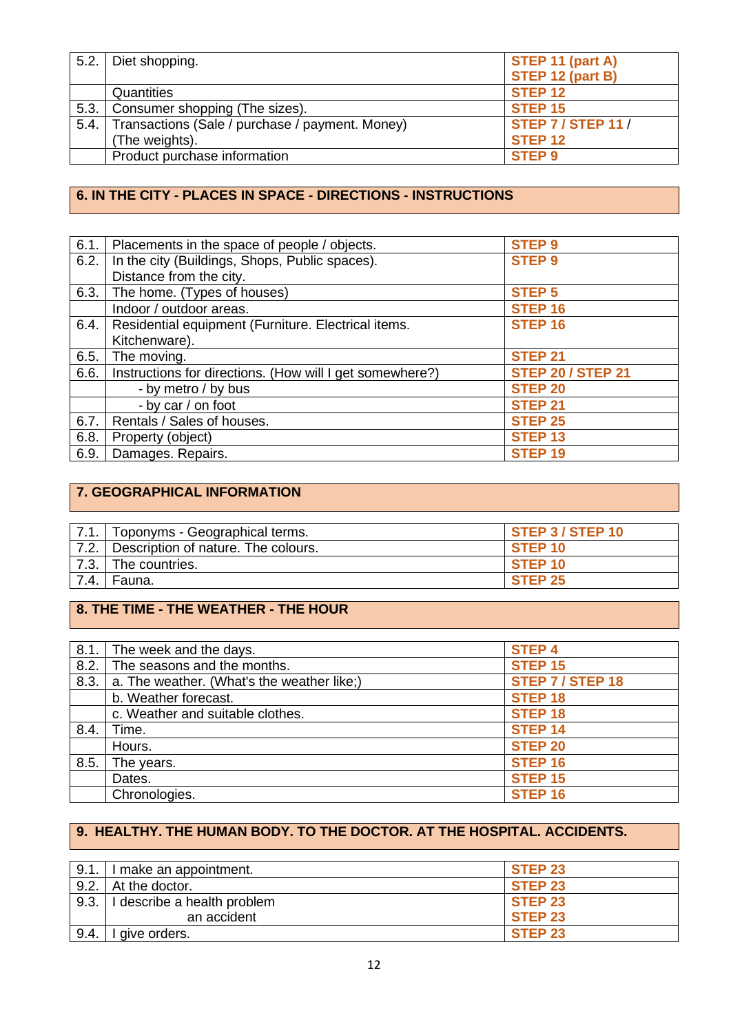| | | |
|---|---|---|
| 5.2. | Diet shopping. | **STEP 11 (part A)** **STEP 12 (part B)** |
| | Quantities | **STEP 12** |
| 5.3. | Consumer shopping (The sizes). | **STEP 15** |
| 5.4. | Transactions (Sale / purchase / payment. Money) (The weights). | **STEP 7 / STEP 11 / STEP 12** |
| | Product purchase information | **STEP 9** |

## 6. IN THE CITY - PLACES IN SPACE - DIRECTIONS - INSTRUCTIONS

| | | |
|---|---|---|
| 6.1. | Placements in the space of people / objects. | **STEP 9** |
| 6.2. | In the city (Buildings, Shops, Public spaces). Distance from the city. | **STEP 9** |
| 6.3. | The home. (Types of houses) | **STEP 5** |
| | Indoor / outdoor areas. | **STEP 16** |
| 6.4. | Residential equipment (Furniture. Electrical items. Kitchenware). | **STEP 16** |
| 6.5. | The moving. | **STEP 21** |
| 6.6. | Instructions for directions. (How will I get somewhere?) | **STEP 20 / STEP 21** |
| | - by metro / by bus | **STEP 20** |
| | - by car / on foot | **STEP 21** |
| 6.7. | Rentals / Sales of houses. | **STEP 25** |
| 6.8. | Property (object) | **STEP 13** |
| 6.9. | Damages. Repairs. | **STEP 19** |

## 7. GEOGRAPHICAL INFORMATION

| | | |
|---|---|---|
| 7.1. | Toponyms - Geographical terms. | **STEP 3 / STEP 10** |
| 7.2. | Description of nature. The colours. | **STEP 10** |
| 7.3. | The countries. | **STEP 10** |
| 7.4. | Fauna. | **STEP 25** |

## 8. THE TIME - THE WEATHER - THE HOUR

| | | |
|---|---|---|
| 8.1. | The week and the days. | **STEP 4** |
| 8.2. | The seasons and the months. | **STEP 15** |
| 8.3. | a. The weather. (What's the weather like;) | **STEP 7 / STEP 18** |
| | b. Weather forecast. | **STEP 18** |
| | c. Weather and suitable clothes. | **STEP 18** |
| 8.4. | Time. | **STEP 14** |
| | Hours. | **STEP 20** |
| 8.5. | The years. | **STEP 16** |
| | Dates. | **STEP 15** |
| | Chronologies. | **STEP 16** |

## 9. HEALTHY. THE HUMAN BODY. TO THE DOCTOR. AT THE HOSPITAL. ACCIDENTS.

| | | |
|---|---|---|
| 9.1. | I make an appointment. | **STEP 23** |
| 9.2. | At the doctor. | **STEP 23** |
| 9.3. | I describe a health problem | **STEP 23** |
| | an accident | **STEP 23** |
| 9.4. | I give orders. | **STEP 23** |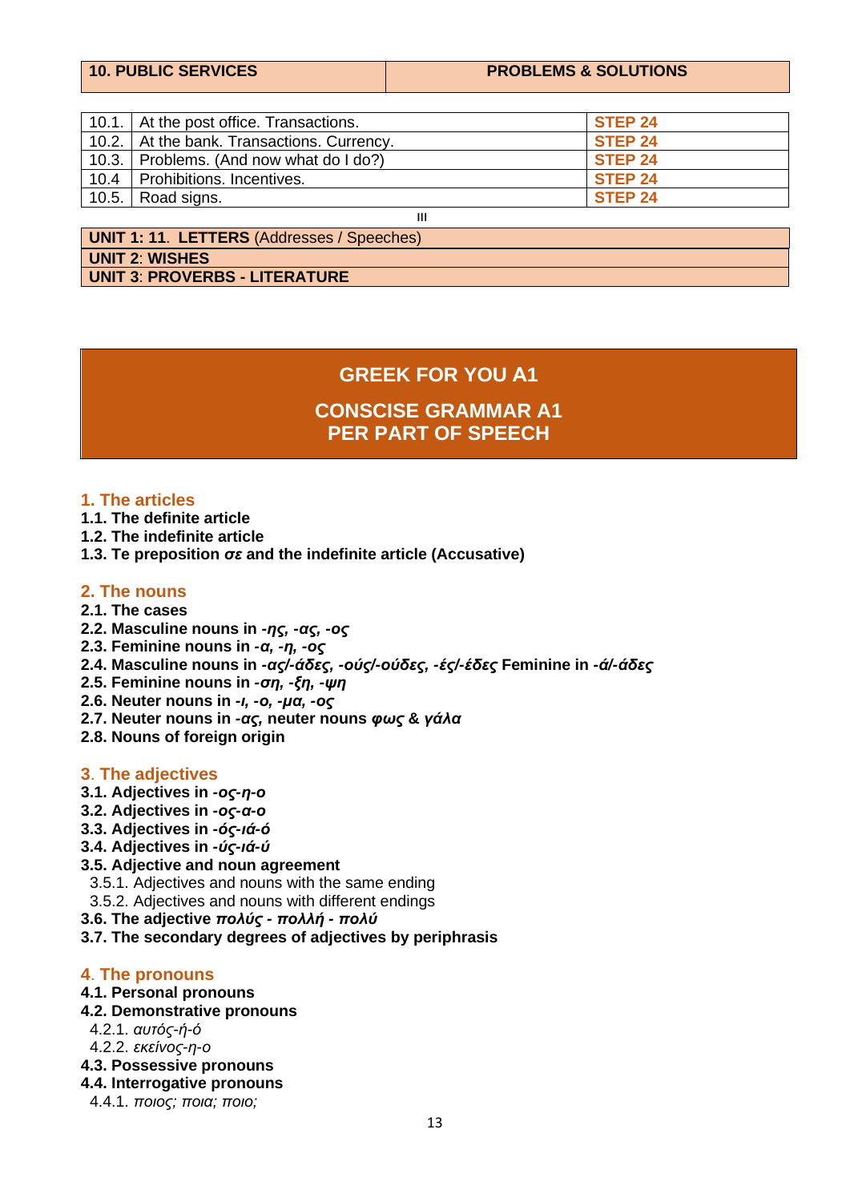| **10. PUBLIC SERVICES** | **PROBLEMS & SOLUTIONS** |
|---|---|

| | | |
|---|---|---|
| 10.1. | At the post office. Transactions. | **STEP 24** |
| 10.2. | At the bank. Transactions. Currency. | **STEP 24** |
| 10.3. | Problems. (And now what do I do?) | **STEP 24** |
| 10.4 | Prohibitions. Incentives. | **STEP 24** |
| 10.5. | Road signs. | **STEP 24** |

III

**UNIT 1: 11**. **LETTERS** (Addresses / Speeches)

**UNIT 2**: **WISHES**

**UNIT 3**: **PROVERBS - LITERATURE**

# GREEK FOR YOU A1

# CONSCISE GRAMMAR A1 PER PART OF SPEECH

## 1. The articles

**1.1. The definite article**

**1.2. The indefinite article**

**1.3. Te preposition *σε* and the indefinite article (Accusative)**

## 2. The nouns

**2.1. The cases**

**2.2. Masculine nouns in *-ης, -ας, -ος***

**2.3. Feminine nouns in *-α, -η, -ος***

**2.4. Masculine nouns in *-ας/-άδες, -ούς/-ούδες, -ές/-έδες* Feminine in *-ά/-άδες***

**2.5. Feminine nouns in *-ση, -ξη, -ψη***

**2.6. Neuter nouns in *-ι, -ο, -μα, -ος***

**2.7. Neuter nouns in *-ας*, neuter nouns *φως* & *γάλα***

**2.8. Nouns of foreign origin**

## 3. The adjectives

**3.1. Adjectives in *-ος-η-ο***

**3.2. Adjectives in *-ος-α-ο***

**3.3. Adjectives in *-ός-ιά-ό***

**3.4. Adjectives in *-ύς-ιά-ύ***

**3.5. Adjective and noun agreement**

3.5.1. Adjectives and nouns with the same ending

3.5.2. Adjectives and nouns with different endings

**3.6. The adjective *πολύς - πολλή - πολύ***

**3.7. The secondary degrees of adjectives by periphrasis**

## 4. The pronouns

**4.1. Personal pronouns**

**4.2. Demonstrative pronouns**

4.2.1. *αυτός-ή-ό*

4.2.2. *εκείνος-η-ο*

**4.3. Possessive pronouns**

**4.4. Interrogative pronouns**

4.4.1. *ποιος; ποια; ποιο;*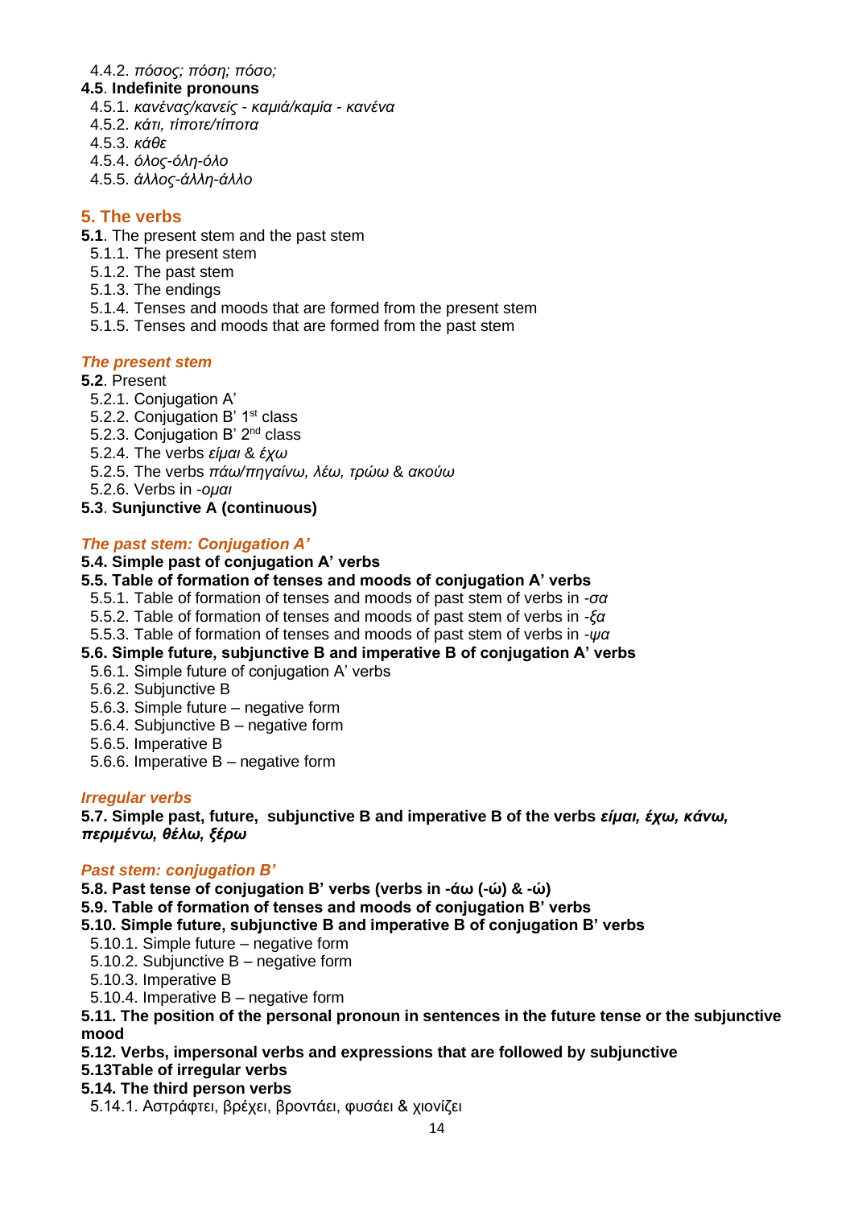4.4.2. *πόσος; πόση; πόσο;*

**4.5**. **Indefinite pronouns**

4.5.1. *κανένας/κανείς - καμιά/καμία - κανένα*
4.5.2. *κάτι, τίποτε/τίποτα*
4.5.3. *κάθε*
4.5.4. *όλος-όλη-όλο*
4.5.5. *άλλος-άλλη-άλλο*

## 5. The verbs

**5.1**. The present stem and the past stem

5.1.1. The present stem
5.1.2. The past stem
5.1.3. The endings
5.1.4. Tenses and moods that are formed from the present stem
5.1.5. Tenses and moods that are formed from the past stem

### *The present stem*

**5.2**. Present

5.2.1. Conjugation A'
5.2.2. Conjugation B' 1st class
5.2.3. Conjugation B' 2nd class
5.2.4. The verbs *είμαι* & *έχω*
5.2.5. The verbs *πάω/πηγαίνω, λέω, τρώω* & *ακούω*
5.2.6. Verbs in *-ομαι*

**5.3**. **Sunjunctive A (continuous)**

### *The past stem: Conjugation A'*

**5.4. Simple past of conjugation A' verbs**

**5.5. Table of formation of tenses and moods of conjugation A' verbs**

5.5.1. Table of formation of tenses and moods of past stem of verbs in *-σα*
5.5.2. Table of formation of tenses and moods of past stem of verbs in *-ξα*
5.5.3. Table of formation of tenses and moods of past stem of verbs in *-ψα*

**5.6. Simple future, subjunctive B and imperative B of conjugation A' verbs**

5.6.1. Simple future of conjugation A' verbs
5.6.2. Subjunctive B
5.6.3. Simple future – negative form
5.6.4. Subjunctive B – negative form
5.6.5. Imperative B
5.6.6. Imperative B – negative form

### *Irregular verbs*

**5.7. Simple past, future, subjunctive B and imperative B of the verbs *είμαι, έχω, κάνω, περιμένω, θέλω, ξέρω***

### *Past stem: conjugation B'*

**5.8. Past tense of conjugation B' verbs (verbs in -άω (-ώ) & -ώ)**

**5.9. Table of formation of tenses and moods of conjugation B' verbs**

**5.10. Simple future, subjunctive B and imperative B of conjugation B' verbs**

5.10.1. Simple future – negative form
5.10.2. Subjunctive B – negative form
5.10.3. Imperative B
5.10.4. Imperative B – negative form

**5.11. The position of the personal pronoun in sentences in the future tense or the subjunctive mood**

**5.12. Verbs, impersonal verbs and expressions that are followed by subjunctive**

**5.13Table of irregular verbs**

**5.14. The third person verbs**

5.14.1. Αστράφτει, βρέχει, βροντάει, φυσάει & χιονίζει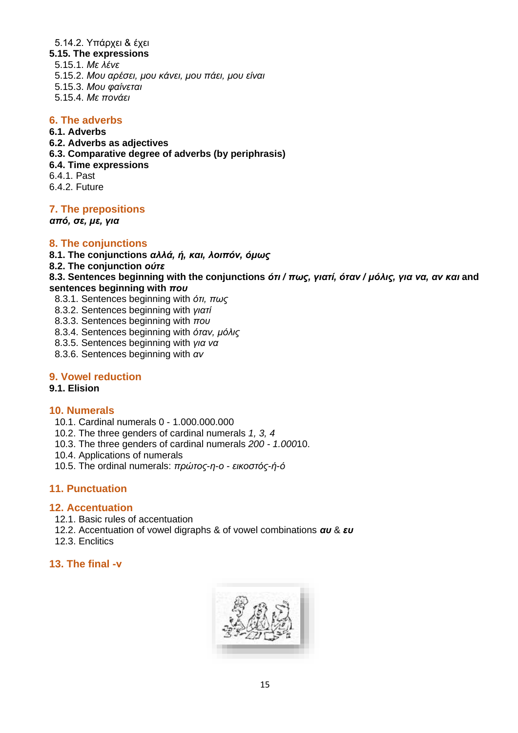5.14.2. Υπάρχει & έχει

**5.15. The expressions**

5.15.1. *Με λένε*

5.15.2. *Μου αρέσει, μου κάνει, μου πάει, μου είναι*

5.15.3. *Μου φαίνεται*

5.15.4. *Με πονάει*

## 6. The adverbs

**6.1. Adverbs**

**6.2. Adverbs as adjectives**

**6.3. Comparative degree of adverbs (by periphrasis)**

**6.4. Time expressions**

6.4.1. Past

6.4.2. Future

## 7. The prepositions

***από, σε, με, για***

## 8. The conjunctions

**8.1. The conjunctions *αλλά, ή, και, λοιπόν, όμως***

**8.2. The conjunction *ούτε***

**8.3. Sentences beginning with the conjunctions *ότι / πως, γιατί, όταν / μόλις, για να, αν και* and sentences beginning with *που***

8.3.1. Sentences beginning with *ότι, πως*

8.3.2. Sentences beginning with *γιατί*

8.3.3. Sentences beginning with *που*

8.3.4. Sentences beginning with *όταν, μόλις*

8.3.5. Sentences beginning with *για να*

8.3.6. Sentences beginning with *αν*

## 9. Vowel reduction

**9.1. Elision**

## 10. Numerals

10.1. Cardinal numerals 0 - 1.000.000.000

10.2. The three genders of cardinal numerals *1, 3, 4*

10.3. The three genders of cardinal numerals *200 - 1.000*10.

10.4. Applications of numerals

10.5. The ordinal numerals: *πρώτος-η-ο - εικοστός-ή-ό*

## 11. Punctuation

## 12. Accentuation

12.1. Basic rules of accentuation

12.2. Accentuation of vowel digraphs & of vowel combinations ***αυ*** & ***ευ***

12.3. Enclitics

## 13. The final -ν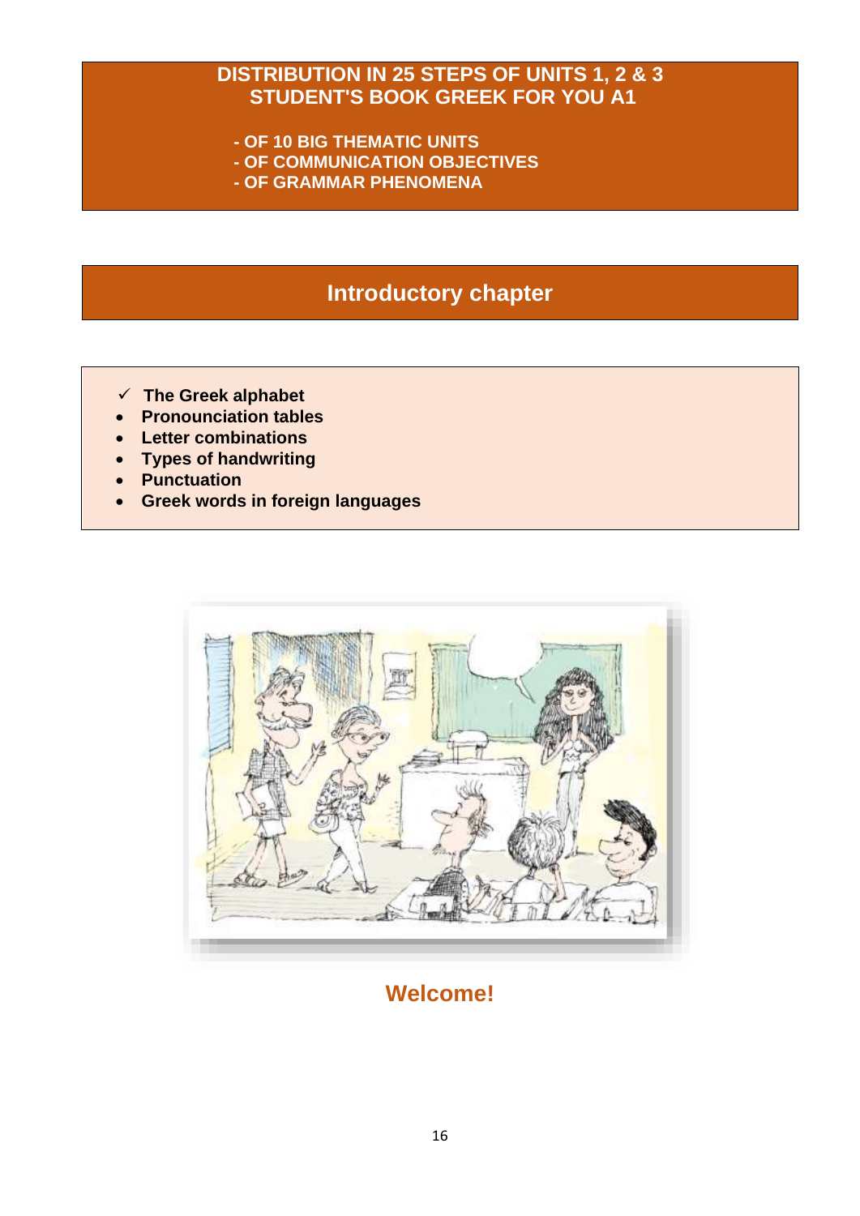# DISTRIBUTION IN 25 STEPS OF UNITS 1, 2 & 3 STUDENT'S BOOK GREEK FOR YOU A1

- OF 10 BIG THEMATIC UNITS
- OF COMMUNICATION OBJECTIVES
- OF GRAMMAR PHENOMENA

## Introductory chapter

- ✓ **The Greek alphabet**
- **Pronounciation tables**
- **Letter combinations**
- **Types of handwriting**
- **Punctuation**
- **Greek words in foreign languages**

**Welcome!**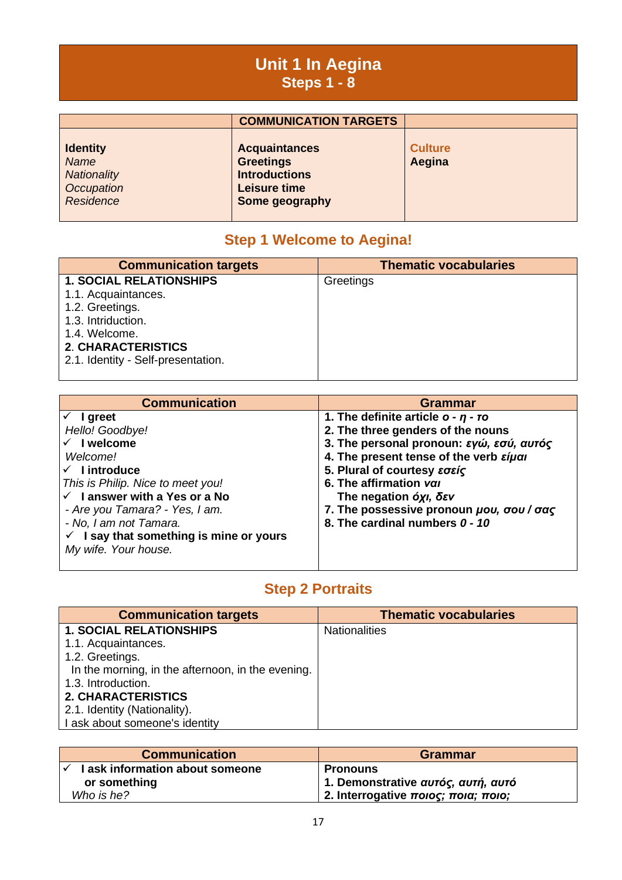# Unit 1 In Aegina
## Steps 1 - 8

| | COMMUNICATION TARGETS | |
|---|---|---|
| **Identity**<br>*Name*<br>*Nationality*<br>*Occupation*<br>*Residence* | **Acquaintances**<br>**Greetings**<br>**Introductions**<br>**Leisure time**<br>**Some geography** | **Culture**<br>**Aegina** |

## Step 1 Welcome to Aegina!

| Communication targets | Thematic vocabularies |
|---|---|
| **1. SOCIAL RELATIONSHIPS**<br>1.1. Acquaintances.<br>1.2. Greetings.<br>1.3. Intriduction.<br>1.4. Welcome.<br>**2. CHARACTERISTICS**<br>2.1. Identity - Self-presentation. | Greetings |

| Communication | Grammar |
|---|---|
| ✓ **I greet**<br>*Hello! Goodbye!*<br>✓ **I welcome**<br>*Welcome!*<br>✓ **I introduce**<br>*This is Philip. Nice to meet you!*<br>✓ **I answer with a Yes or a No**<br>*- Are you Tamara? - Yes, I am.*<br>*- No, I am not Tamara.*<br>✓ **I say that something is mine or yours**<br>*My wife. Your house.* | **1. The definite article *ο - η - το***<br>**2. The three genders of the nouns**<br>**3. The personal pronoun: *εγώ, εσύ, αυτός***<br>**4. The present tense of the verb *είμαι***<br>**5. Plural of courtesy *εσείς***<br>**6. The affirmation *ναι***<br>**The negation *όχι, δεν***<br>**7. The possessive pronoun *μου, σου / σας***<br>**8. The cardinal numbers *0 - 10*** |

## Step 2 Portraits

| Communication targets | Thematic vocabularies |
|---|---|
| **1. SOCIAL RELATIONSHIPS**<br>1.1. Acquaintances.<br>1.2. Greetings.<br>In the morning, in the afternoon, in the evening.<br>1.3. Introduction.<br>**2. CHARACTERISTICS**<br>2.1. Identity (Nationality).<br>I ask about someone's identity | Nationalities |

| Communication | Grammar |
|---|---|
| ✓ **I ask information about someone or something**<br>*Who is he?* | **Pronouns**<br>**1. Demonstrative *αυτός, αυτή, αυτό***<br>**2. Interrogative *ποιος; ποια; ποιο;*** |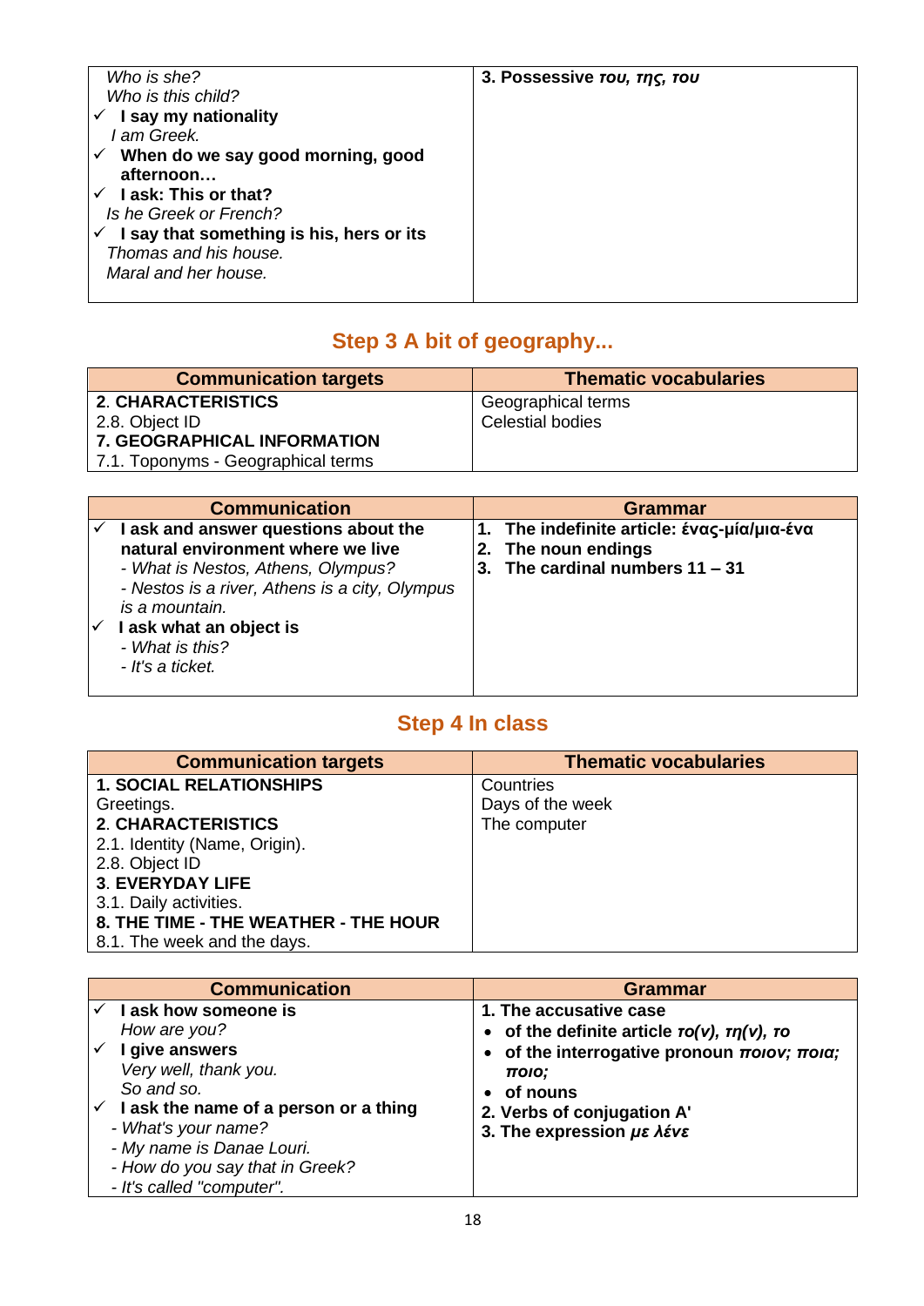| | |
|---|---|
| *Who is she?*<br>*Who is this child?*<br>✓ **I say my nationality**<br>*I am Greek.*<br>✓ **When do we say good morning, good afternoon…**<br>✓ **I ask: This or that?**<br>*Is he Greek or French?*<br>✓ **I say that something is his, hers or its**<br>*Thomas and his house.*<br>*Maral and her house.* | **3. Possessive *του, της, του*** |

## Step 3 A bit of geography...

| Communication targets | Thematic vocabularies |
|---|---|
| **2. CHARACTERISTICS**<br>2.8. Object ID<br>**7. GEOGRAPHICAL INFORMATION**<br>7.1. Toponyms - Geographical terms | Geographical terms<br>Celestial bodies |

| Communication | Grammar |
|---|---|
| ✓ **I ask and answer questions about the natural environment where we live**<br>*- What is Nestos, Athens, Olympus?*<br>*- Nestos is a river, Athens is a city, Olympus is a mountain.*<br>✓ **I ask what an object is**<br>*- What is this?*<br>*- It's a ticket.* | **1. The indefinite article: ένας-μία/μια-ένα**<br>**2. The noun endings**<br>**3. The cardinal numbers 11 – 31** |

## Step 4 In class

| Communication targets | Thematic vocabularies |
|---|---|
| **1. SOCIAL RELATIONSHIPS**<br>Greetings.<br>**2. CHARACTERISTICS**<br>2.1. Identity (Name, Origin).<br>2.8. Object ID<br>**3. EVERYDAY LIFE**<br>3.1. Daily activities.<br>**8. THE TIME - THE WEATHER - THE HOUR**<br>8.1. The week and the days. | Countries<br>Days of the week<br>The computer |

| Communication | Grammar |
|---|---|
| ✓ **I ask how someone is**<br>*How are you?*<br>✓ **I give answers**<br>*Very well, thank you.*<br>*So and so.*<br>✓ **I ask the name of a person or a thing**<br>*- What's your name?*<br>*- My name is Danae Louri.*<br>*- How do you say that in Greek?*<br>*- It's called "computer".* | **1. The accusative case**<br>• **of the definite article *το(ν), τη(ν), το***<br>• **of the interrogative pronoun *ποιον; ποια; ποιο;***<br>• **of nouns**<br>**2. Verbs of conjugation A'**<br>**3. The expression *με λένε*** |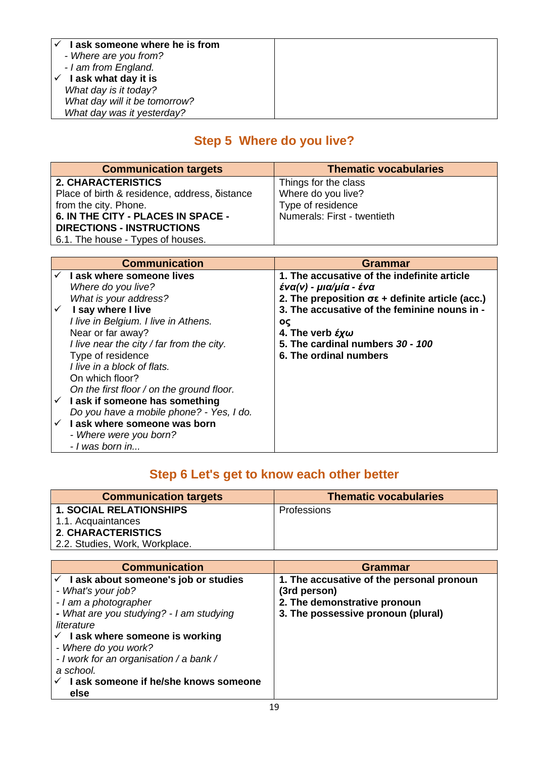| | |
|---|---|
| ✓ **I ask someone where he is from**<br>- *Where are you from?*<br>- *I am from England.*<br>✓ **I ask what day it is**<br>*What day is it today?*<br>*What day will it be tomorrow?*<br>*What day was it yesterday?* | |

## Step 5 Where do you live?

| Communication targets | Thematic vocabularies |
|---|---|
| **2. CHARACTERISTICS**<br>Place of birth & residence, αddress, δistance from the city. Phone.<br>**6. IN THE CITY - PLACES IN SPACE - DIRECTIONS - INSTRUCTIONS**<br>6.1. The house - Types of houses. | Things for the class<br>Where do you live?<br>Type of residence<br>Numerals: First - twentieth |

| Communication | Grammar |
|---|---|
| ✓ **I ask where someone lives**<br>*Where do you live?*<br>*What is your address?*<br>✓ **I say where I live**<br>*I live in Belgium. I live in Athens.*<br>Near or far away?<br>*I live near the city / far from the city.*<br>Type of residence<br>*I live in a block of flats.*<br>On which floor?<br>*On the first floor / on the ground floor.*<br>✓ **I ask if someone has something**<br>*Do you have a mobile phone? - Yes, I do.*<br>✓ **I ask where someone was born**<br>*- Where were you born?*<br>*- I was born in...* | **1. The accusative of the indefinite article *ένα(ν) - μια/μία - ένα***<br>**2. The preposition σε + definite article (acc.)**<br>**3. The accusative of the feminine nouns in -ος**<br>**4. The verb *έχω***<br>**5. The cardinal numbers *30 - 100***<br>**6. The ordinal numbers** |

## Step 6 Let's get to know each other better

| Communication targets | Thematic vocabularies |
|---|---|
| **1. SOCIAL RELATIONSHIPS**<br>1.1. Acquaintances<br>**2. CHARACTERISTICS**<br>2.2. Studies, Work, Workplace. | Professions |

| Communication | Grammar |
|---|---|
| ✓ **I ask about someone's job or studies**<br>*- What's your job?*<br>*- I am a photographer*<br>**-** *What are you studying? - I am studying literature*<br>✓ **I ask where someone is working**<br>*- Where do you work?*<br>*- I work for an organisation / a bank / a school.*<br>✓ **I ask someone if he/she knows someone else** | **1. The accusative of the personal pronoun (3rd person)**<br>**2. The demonstrative pronoun**<br>**3. The possessive pronoun (plural)** |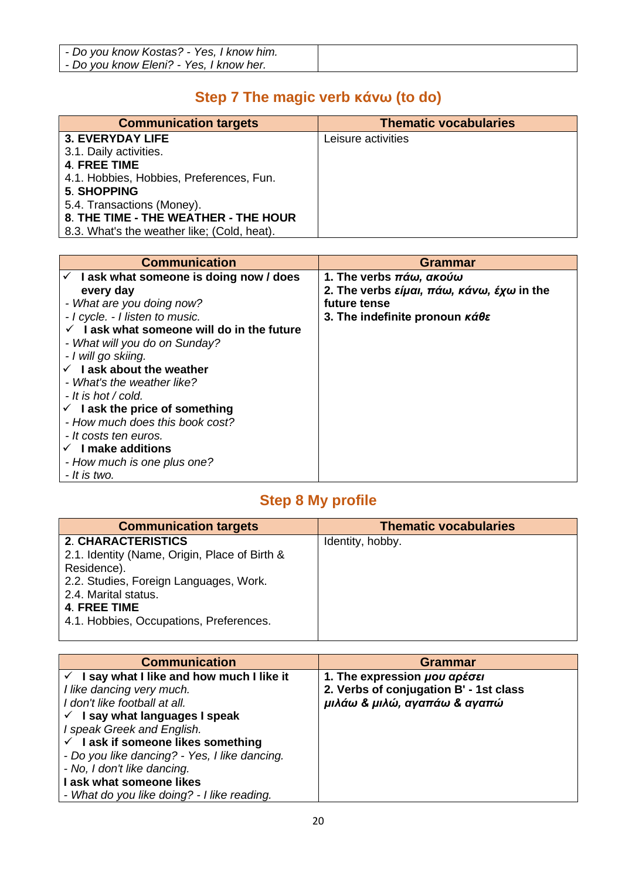| - Do you know Kostas? - Yes, I know him.<br>- Do you know Eleni? - Yes, I know her. | |
|---|---|

## Step 7 The magic verb κάνω (to do)

| Communication targets | Thematic vocabularies |
|---|---|
| **3. EVERYDAY LIFE**<br>3.1. Daily activities.<br>**4. FREE TIME**<br>4.1. Hobbies, Hobbies, Preferences, Fun.<br>**5. SHOPPING**<br>5.4. Transactions (Money).<br>**8. THE TIME - THE WEATHER - THE HOUR**<br>8.3. What's the weather like; (Cold, heat). | Leisure activities |

| Communication | Grammar |
|---|---|
| ✓ **I ask what someone is doing now / does every day**<br>*- What are you doing now?*<br>*- I cycle. - I listen to music.*<br>✓ **I ask what someone will do in the future**<br>*- What will you do on Sunday?*<br>*- I will go skiing.*<br>✓ **I ask about the weather**<br>*- What's the weather like?*<br>*- It is hot / cold.*<br>✓ **I ask the price of something**<br>*- How much does this book cost?*<br>*- It costs ten euros.*<br>✓ **I make additions**<br>*- How much is one plus one?*<br>*- It is two.* | **1. The verbs *πάω, ακούω***<br>**2. The verbs *είμαι, πάω, κάνω, έχω* in the future tense**<br>**3. The indefinite pronoun *κάθε*** |

## Step 8 My profile

| Communication targets | Thematic vocabularies |
|---|---|
| **2. CHARACTERISTICS**<br>2.1. Identity (Name, Origin, Place of Birth & Residence).<br>2.2. Studies, Foreign Languages, Work.<br>2.4. Marital status.<br>**4. FREE TIME**<br>4.1. Hobbies, Occupations, Preferences. | Identity, hobby. |

| Communication | Grammar |
|---|---|
| ✓ **I say what I like and how much I like it**<br>*I like dancing very much.*<br>*I don't like football at all.*<br>✓ **I say what languages I speak**<br>*I speak Greek and English.*<br>✓ **I ask if someone likes something**<br>*- Do you like dancing? - Yes, I like dancing.*<br>*- No, I don't like dancing.*<br>**I ask what someone likes**<br>*- What do you like doing? - I like reading.* | **1. The expression *μου αρέσει***<br>**2. Verbs of conjugation B' - 1st class *μιλάω & μιλώ, αγαπάω & αγαπώ*** |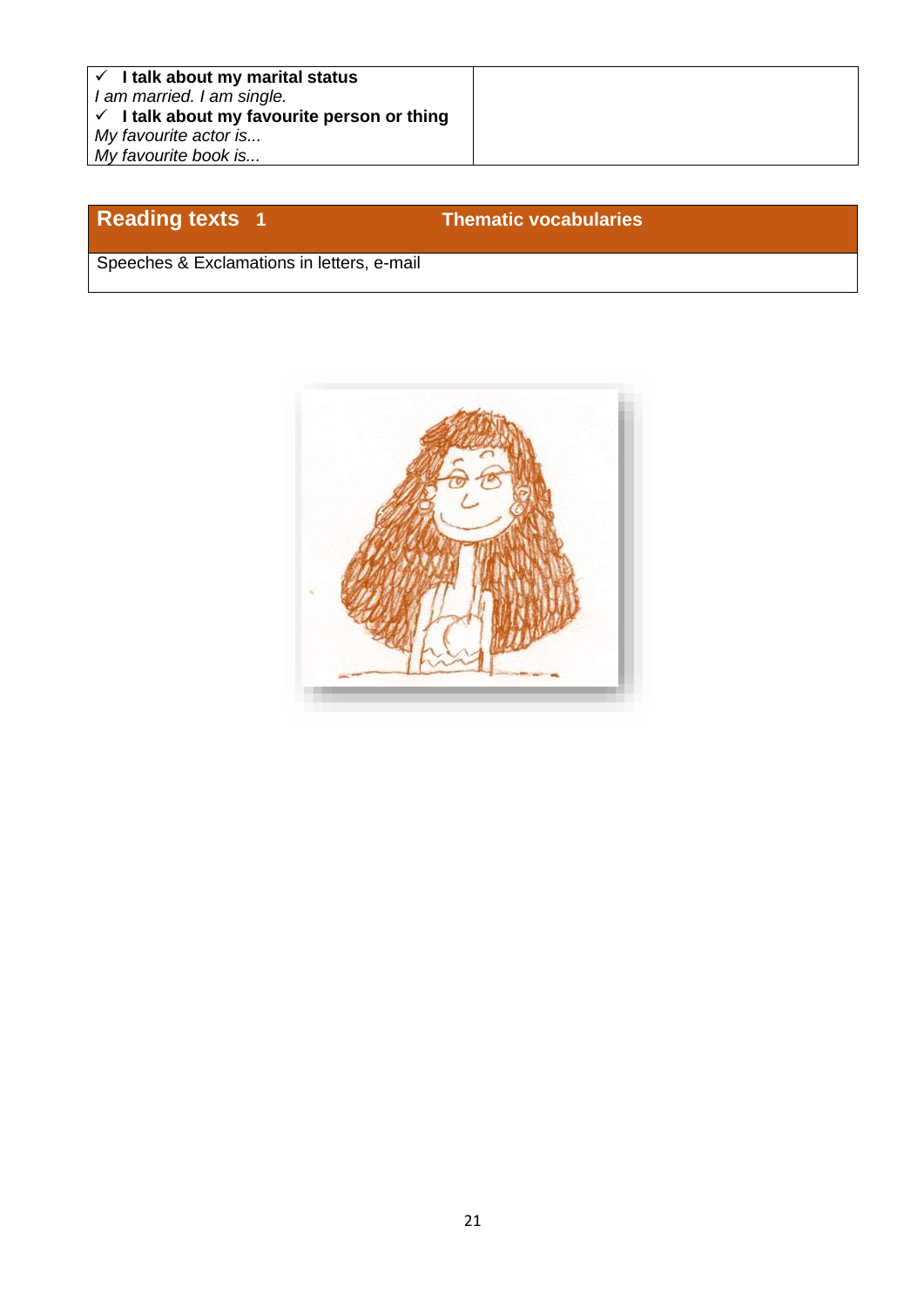| ✓ **I talk about my marital status**<br>*I am married. I am single.*<br>✓ **I talk about my favourite person or thing**<br>*My favourite actor is...*<br>*My favourite book is...* | |
|---|---|

| **Reading texts 1** | **Thematic vocabularies** |
|---|---|
| Speeches & Exclamations in letters, e-mail | |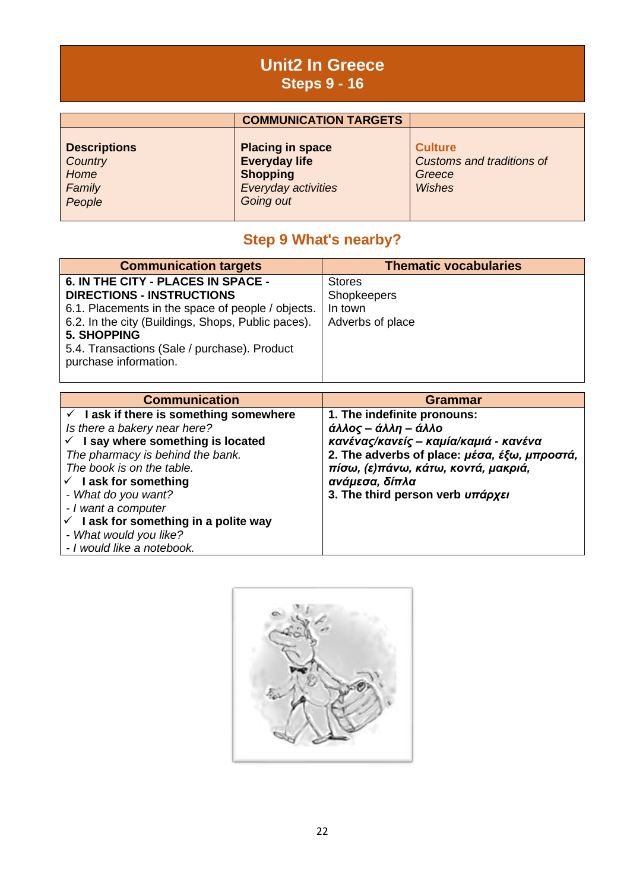# Unit2 In Greece
## Steps 9 - 16

| | COMMUNICATION TARGETS | |
|---|---|---|
| **Descriptions**<br>*Country*<br>*Home*<br>*Family*<br>*People* | **Placing in space**<br>**Everyday life**<br>**Shopping**<br>*Everyday activities*<br>*Going out* | **Culture**<br>*Customs and traditions of Greece*<br>*Wishes* |

## Step 9 What's nearby?

| Communication targets | Thematic vocabularies |
|---|---|
| **6. IN THE CITY - PLACES IN SPACE - DIRECTIONS - INSTRUCTIONS**<br>6.1. Placements in the space of people / objects.<br>6.2. In the city (Buildings, Shops, Public paces).<br>**5. SHOPPING**<br>5.4. Transactions (Sale / purchase). Product purchase information. | Stores<br>Shopkeepers<br>In town<br>Adverbs of place |

| Communication | Grammar |
|---|---|
| ✓ **I ask if there is something somewhere**<br>*Is there a bakery near here?*<br>✓ **I say where something is located**<br>*The pharmacy is behind the bank.*<br>*The book is on the table.*<br>✓ **I ask for something**<br>*- What do you want?*<br>*- I want a computer*<br>✓ **I ask for something in a polite way**<br>*- What would you like?*<br>*- I would like a notebook.* | **1. The indefinite pronouns:**<br>***άλλος – άλλη – άλλο***<br>***κανένας/κανείς – καμία/καμιά - κανένα***<br>**2. The adverbs of place: *μέσα, έξω, μπροστά, πίσω, (ε)πάνω, κάτω, κοντά, μακριά, ανάμεσα, δίπλα***<br>**3. The third person verb *υπάρχει*** |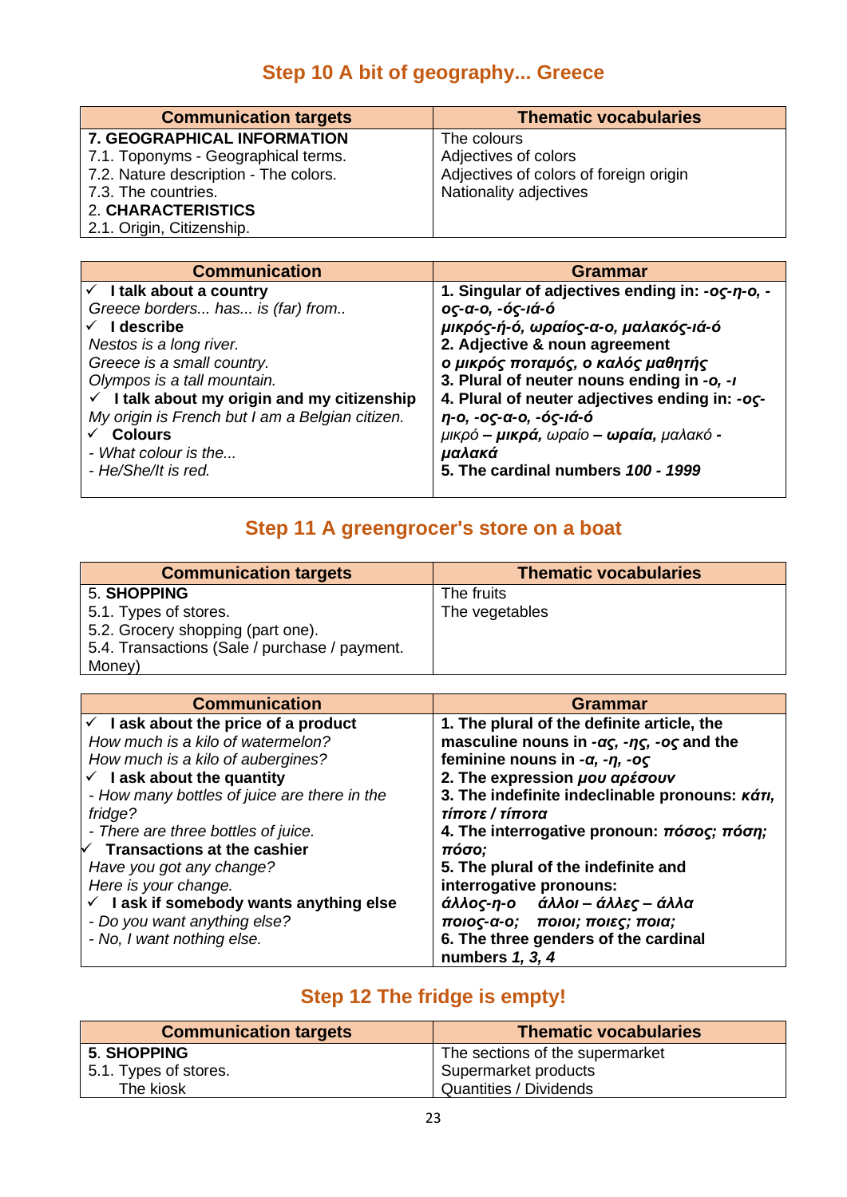## Step 10 A bit of geography... Greece

| Communication targets | Thematic vocabularies |
|---|---|
| **7. GEOGRAPHICAL INFORMATION**<br>7.1. Toponyms - Geographical terms.<br>7.2. Nature description - The colors.<br>7.3. The countries.<br>2. **CHARACTERISTICS**<br>2.1. Origin, Citizenship. | The colours<br>Adjectives of colors<br>Adjectives of colors of foreign origin<br>Nationality adjectives |

| Communication | Grammar |
|---|---|
| ✓ **I talk about a country**<br>*Greece borders... has... is (far) from..*<br>✓ **I describe**<br>*Nestos is a long river.*<br>*Greece is a small country.*<br>*Olympos is a tall mountain.*<br>✓ **I talk about my origin and my citizenship**<br>*My origin is French but I am a Belgian citizen.*<br>✓ **Colours**<br>*- What colour is the...*<br>*- He/She/It is red.* | **1. Singular of adjectives ending in: *-ος-η-ο, -ος-α-ο, -ός-ιά-ό***<br>***μικρός-ή-ό, ωραίος-α-ο, μαλακός-ιά-ό***<br>**2. Adjective & noun agreement**<br>***ο μικρός ποταμός, ο καλός μαθητής***<br>**3. Plural of neuter nouns ending in *-ο, -ι***<br>**4. Plural of neuter adjectives ending in: *-ος-η-ο, -ος-α-ο, -ός-ιά-ό***<br>*μικρό* ***– μικρά,*** *ωραίο* ***– ωραία,*** *μαλακό* ***- μαλακά***<br>**5. The cardinal numbers *100 - 1999*** |

## Step 11 A greengrocer's store on a boat

| Communication targets | Thematic vocabularies |
|---|---|
| 5. **SHOPPING**<br>5.1. Types of stores.<br>5.2. Grocery shopping (part one).<br>5.4. Transactions (Sale / purchase / payment. Money) | The fruits<br>The vegetables |

| Communication | Grammar |
|---|---|
| ✓ **I ask about the price of a product**<br>*How much is a kilo of watermelon?*<br>*How much is a kilo of aubergines?*<br>✓ **I ask about the quantity**<br>*- How many bottles of juice are there in the fridge?*<br>*- There are three bottles of juice.*<br>✓ **Transactions at the cashier**<br>*Have you got any change?*<br>*Here is your change.*<br>✓ **I ask if somebody wants anything else**<br>*- Do you want anything else?*<br>*- No, I want nothing else.* | **1. The plural of the definite article, the masculine nouns in *-ας, -ης, -ος* and the feminine nouns in *-α, -η, -ος***<br>**2. The expression *μου αρέσουν***<br>**3. The indefinite indeclinable pronouns: *κάτι, τίποτε / τίποτα***<br>**4. The interrogative pronoun: *πόσος; πόση; πόσο;***<br>**5. The plural of the indefinite and interrogative pronouns:**<br>***άλλος-η-ο  άλλοι – άλλες – άλλα***<br>***ποιος-α-ο;  ποιοι; ποιες; ποια;***<br>**6. The three genders of the cardinal numbers *1, 3, 4*** |

## Step 12 The fridge is empty!

| Communication targets | Thematic vocabularies |
|---|---|
| 5. **SHOPPING**<br>5.1. Types of stores.<br>The kiosk | The sections of the supermarket<br>Supermarket products<br>Quantities / Dividends |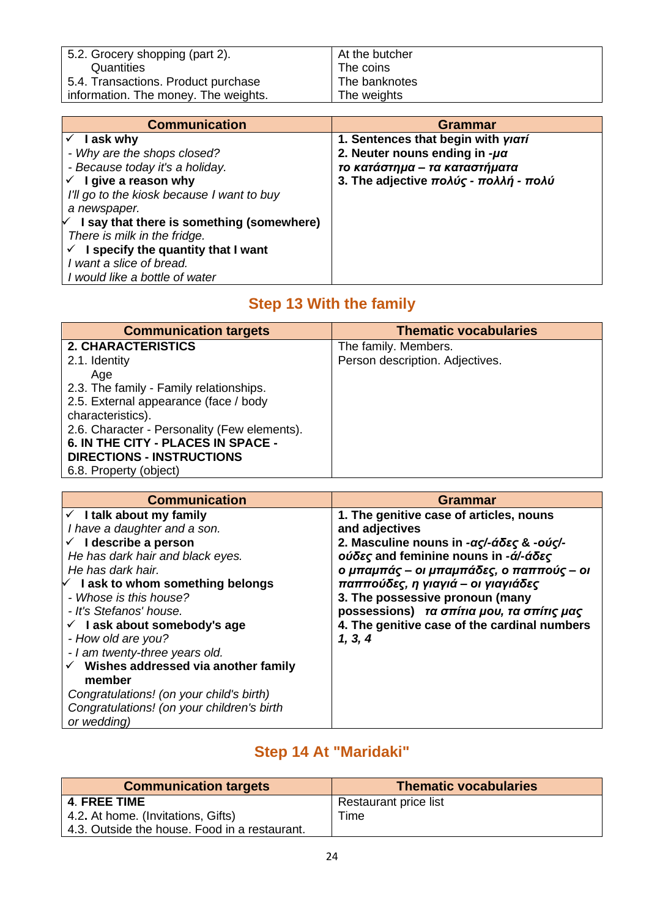| | |
|---|---|
| 5.2. Grocery shopping (part 2).<br>Quantities<br>5.4. Transactions. Product purchase information. The money. The weights. | At the butcher<br>The coins<br>The banknotes<br>The weights |

| Communication | Grammar |
|---|---|
| ✓ **I ask why**<br>*- Why are the shops closed?*<br>*- Because today it's a holiday.*<br>✓ **I give a reason why**<br>*I'll go to the kiosk because I want to buy a newspaper.*<br>✓ **I say that there is something (somewhere)**<br>*There is milk in the fridge.*<br>✓ **I specify the quantity that I want**<br>*I want a slice of bread.*<br>*I would like a bottle of water* | **1. Sentences that begin with *γιατί***<br>**2. Neuter nouns ending in *-μα***<br>***το κατάστημα – τα καταστήματα***<br>**3. The adjective *πολύς - πολλή - πολύ*** |

## Step 13 With the family

| Communication targets | Thematic vocabularies |
|---|---|
| **2. CHARACTERISTICS**<br>2.1. Identity<br>Age<br>2.3. The family - Family relationships.<br>2.5. External appearance (face / body characteristics).<br>2.6. Character - Personality (Few elements).<br>**6. IN THE CITY - PLACES IN SPACE - DIRECTIONS - INSTRUCTIONS**<br>6.8. Property (object) | The family. Members.<br>Person description. Adjectives. |

| Communication | Grammar |
|---|---|
| ✓ **I talk about my family**<br>*I have a daughter and a son.*<br>✓ **I describe a person**<br>*He has dark hair and black eyes.*<br>*He has dark hair.*<br>✓ **I ask to whom something belongs**<br>*- Whose is this house?*<br>*- It's Stefanos' house.*<br>✓ **I ask about somebody's age**<br>*- How old are you?*<br>*- I am twenty-three years old.*<br>✓ **Wishes addressed via another family member**<br>*Congratulations! (on your child's birth)*<br>*Congratulations! (on your children's birth or wedding)* | **1. The genitive case of articles, nouns and adjectives**<br>**2. Masculine nouns in *-ας/-άδες* & *-ούς/-ούδες* and feminine nouns in *-ά/-άδες***<br>***ο μπαμπάς – οι μπαμπάδες, ο παππούς – οι παππούδες, η γιαγιά – οι γιαγιάδες***<br>**3. The possessive pronoun (many possessions)** ***τα σπίτια μου, τα σπίτις μας***<br>**4. The genitive case of the cardinal numbers *1, 3, 4*** |

## Step 14 At "Maridaki"

| Communication targets | Thematic vocabularies |
|---|---|
| **4. FREE TIME**<br>4.2**.** At home. (Invitations, Gifts)<br>4.3. Outside the house. Food in a restaurant. | Restaurant price list<br>Time |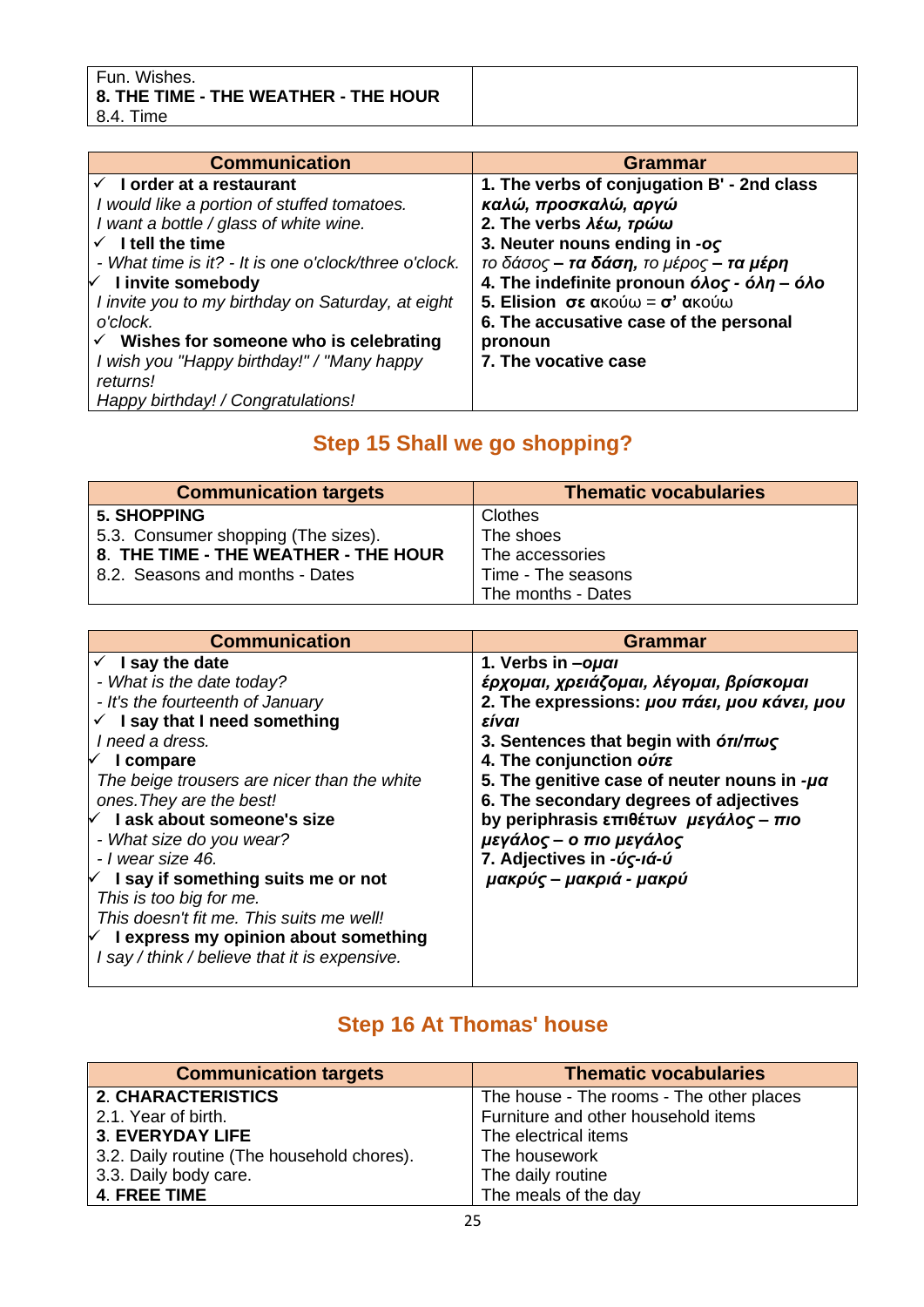| Fun. Wishes.<br>**8. THE TIME - THE WEATHER - THE HOUR**<br>8.4. Time | |
|---|---|

| Communication | Grammar |
|---|---|
| ✓ **I order at a restaurant**<br>*I would like a portion of stuffed tomatoes.*<br>*I want a bottle / glass of white wine.*<br>✓ **I tell the time**<br>*- What time is it? - It is one o'clock/three o'clock.*<br>✓ **I invite somebody**<br>*I invite you to my birthday on Saturday, at eight o'clock.*<br>✓ **Wishes for someone who is celebrating**<br>*I wish you "Happy birthday!" / "Many happy returns!*<br>*Happy birthday! / Congratulations!* | **1. The verbs of conjugation B' - 2nd class**<br>***καλώ, προσκαλώ, αργώ***<br>**2. The verbs *λέω, τρώω***<br>**3. Neuter nouns ending in *-ος***<br>*το δάσος* ***– τα δάση,*** *το μέρος* ***– τα μέρη***<br>**4. The indefinite pronoun *όλος - όλη – όλο***<br>**5. Elision σε** ακούω = **σ'** ακούω<br>**6. The accusative case of the personal pronoun**<br>**7. The vocative case** |

## Step 15 Shall we go shopping?

| Communication targets | Thematic vocabularies |
|---|---|
| **5. SHOPPING**<br>5.3. Consumer shopping (The sizes).<br>**8. THE TIME - THE WEATHER - THE HOUR**<br>8.2. Seasons and months - Dates | Clothes<br>The shoes<br>The accessories<br>Time - The seasons<br>The months - Dates |

| Communication | Grammar |
|---|---|
| ✓ **I say the date**<br>*- What is the date today?*<br>*- It's the fourteenth of January*<br>✓ **I say that I need something**<br>*I need a dress.*<br>✓ **I compare**<br>*The beige trousers are nicer than the white ones.They are the best!*<br>✓ **I ask about someone's size**<br>*- What size do you wear?*<br>*- I wear size 46.*<br>✓ **I say if something suits me or not**<br>*This is too big for me.*<br>*This doesn't fit me. This suits me well!*<br>✓ **I express my opinion about something**<br>*I say / think / believe that it is expensive.* | **1. Verbs in *–ομαι***<br>***έρχομαι, χρειάζομαι, λέγομαι, βρίσκομαι***<br>**2. The expressions: *μου πάει, μου κάνει, μου είναι***<br>**3. Sentences that begin with *ότι/πως***<br>**4. The conjunction *ούτε***<br>**5. The genitive case of neuter nouns in *-μα***<br>**6. The secondary degrees of adjectives by periphrasis επιθέτων *μεγάλος – πιο μεγάλος – ο πιο μεγάλος***<br>**7. Adjectives in *-ύς-ιά-ύ***<br>***μακρύς – μακριά - μακρύ*** |

## Step 16 At Thomas' house

| Communication targets | Thematic vocabularies |
|---|---|
| **2. CHARACTERISTICS**<br>2.1. Year of birth.<br>**3. EVERYDAY LIFE**<br>3.2. Daily routine (The household chores).<br>3.3. Daily body care.<br>**4. FREE TIME** | The house - The rooms - The other places<br>Furniture and other household items<br>The electrical items<br>The housework<br>The daily routine<br>The meals of the day |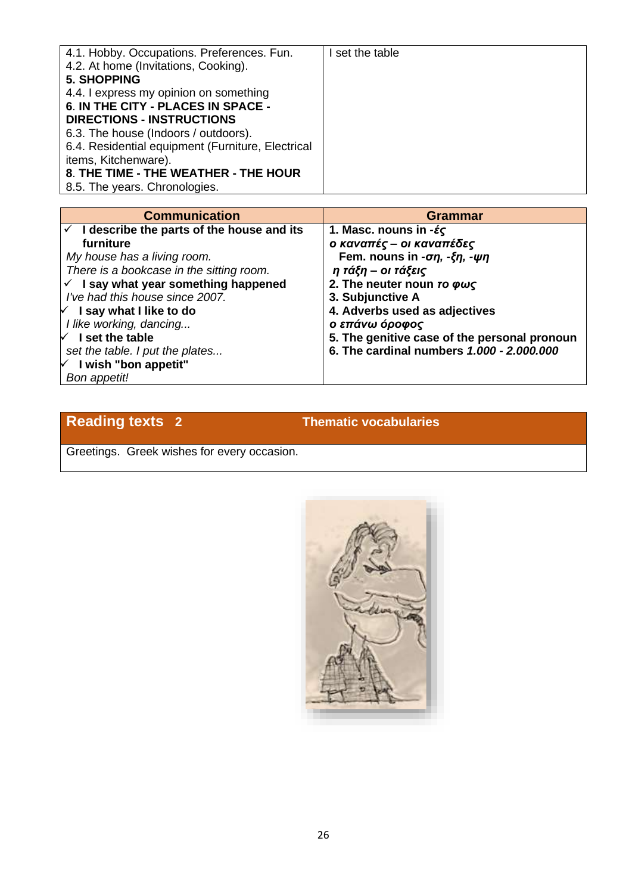| | |
|---|---|
| 4.1. Hobby. Occupations. Preferences. Fun.<br>4.2. At home (Invitations, Cooking).<br>**5. SHOPPING**<br>4.4. I express my opinion on something<br>**6. IN THE CITY - PLACES IN SPACE - DIRECTIONS - INSTRUCTIONS**<br>6.3. The house (Indoors / outdoors).<br>6.4. Residential equipment (Furniture, Electrical items, Kitchenware).<br>**8. THE TIME - THE WEATHER - THE HOUR**<br>8.5. The years. Chronologies. | I set the table |

| Communication | Grammar |
|---|---|
| ✓ **I describe the parts of the house and its furniture**<br>*My house has a living room.*<br>*There is a bookcase in the sitting room.*<br>✓ **I say what year something happened**<br>*I've had this house since 2007.*<br>✓ **I say what I like to do**<br>*I like working, dancing...*<br>✓ **I set the table**<br>*set the table. I put the plates...*<br>✓ **I wish "bon appetit"**<br>*Bon appetit!* | **1. Masc. nouns in *-ές***<br>***ο καναπές – οι καναπέδες***<br>**Fem. nouns in *-ση, -ξη, -ψη***<br>***η τάξη – οι τάξεις***<br>**2. The neuter noun *το φως***<br>**3. Subjunctive A**<br>**4. Adverbs used as adjectives**<br>***ο επάνω όροφος***<br>**5. The genitive case of the personal pronoun**<br>**6. The cardinal numbers *1.000 - 2.000.000*** |

| Reading texts 2 | Thematic vocabularies |
|---|---|
| Greetings. Greek wishes for every occasion. | |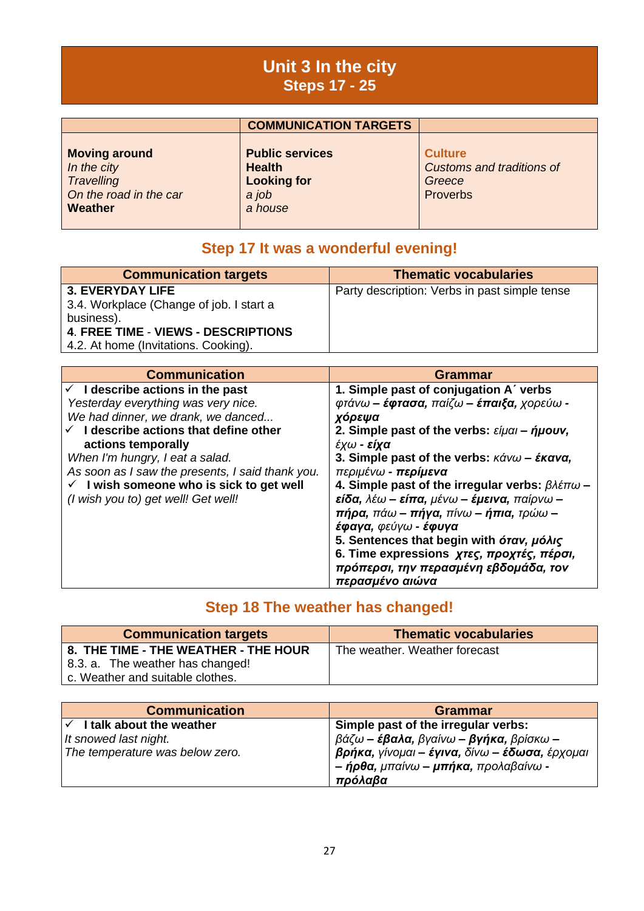# Unit 3 In the city
## Steps 17 - 25

| | COMMUNICATION TARGETS | |
|---|---|---|
| **Moving around**<br>*In the city*<br>*Travelling*<br>*On the road in the car*<br>**Weather** | **Public services**<br>**Health**<br>**Looking for**<br>*a job*<br>*a house* | **Culture**<br>*Customs and traditions of Greece*<br>Proverbs |

## Step 17 It was a wonderful evening!

| Communication targets | Thematic vocabularies |
|---|---|
| **3. EVERYDAY LIFE**<br>3.4. Workplace (Change of job. I start a business).<br>**4. FREE TIME - VIEWS - DESCRIPTIONS**<br>4.2. At home (Invitations. Cooking). | Party description: Verbs in past simple tense |

| Communication | Grammar |
|---|---|
| ✓ **I describe actions in the past**<br>*Yesterday everything was very nice.*<br>*We had dinner, we drank, we danced...*<br>✓ **I describe actions that define other actions temporally**<br>*When I'm hungry, I eat a salad.*<br>*As soon as I saw the presents, I said thank you.*<br>✓ **I wish someone who is sick to get well**<br>*(I wish you to) get well! Get well!* | **1. Simple past of conjugation A΄ verbs**<br>*φτάνω* – ***έφτασα,*** *παίζω* – ***έπαιξα,*** *χορεύω* - ***χόρεψα***<br>**2. Simple past of the verbs:** *είμαι* – ***ήμουν,*** *έχω* - ***είχα***<br>**3. Simple past of the verbs:** *κάνω* – ***έκανα,*** *περιμένω* - ***περίμενα***<br>**4. Simple past of the irregular verbs:** *βλέπω* – ***είδα,*** *λέω* – ***είπα,*** *μένω* – ***έμεινα,*** *παίρνω* – ***πήρα,*** *πάω* – ***πήγα,*** *πίνω* – ***ήπια,*** *τρώω* – ***έφαγα,*** *φεύγω* - ***έφυγα***<br>**5. Sentences that begin with *όταν, μόλις***<br>**6. Time expressions *χτες, προχτές, πέρσι, πρόπερσι, την περασμένη εβδομάδα, τον περασμένο αιώνα*** |

## Step 18 The weather has changed!

| Communication targets | Thematic vocabularies |
|---|---|
| **8. THE TIME - THE WEATHER - THE HOUR**<br>8.3. a. The weather has changed!<br>c. Weather and suitable clothes. | The weather. Weather forecast |

| Communication | Grammar |
|---|---|
| ✓ **I talk about the weather**<br>*It snowed last night.*<br>*The temperature was below zero.* | **Simple past of the irregular verbs:**<br>*βάζω* – ***έβαλα,*** *βγαίνω* – ***βγήκα,*** *βρίσκω* – ***βρήκα,*** *γίνομαι* – ***έγινα,*** *δίνω* – ***έδωσα,*** *έρχομαι* – ***ήρθα,*** *μπαίνω* – ***μπήκα,*** *προλαβαίνω* - ***πρόλαβα*** |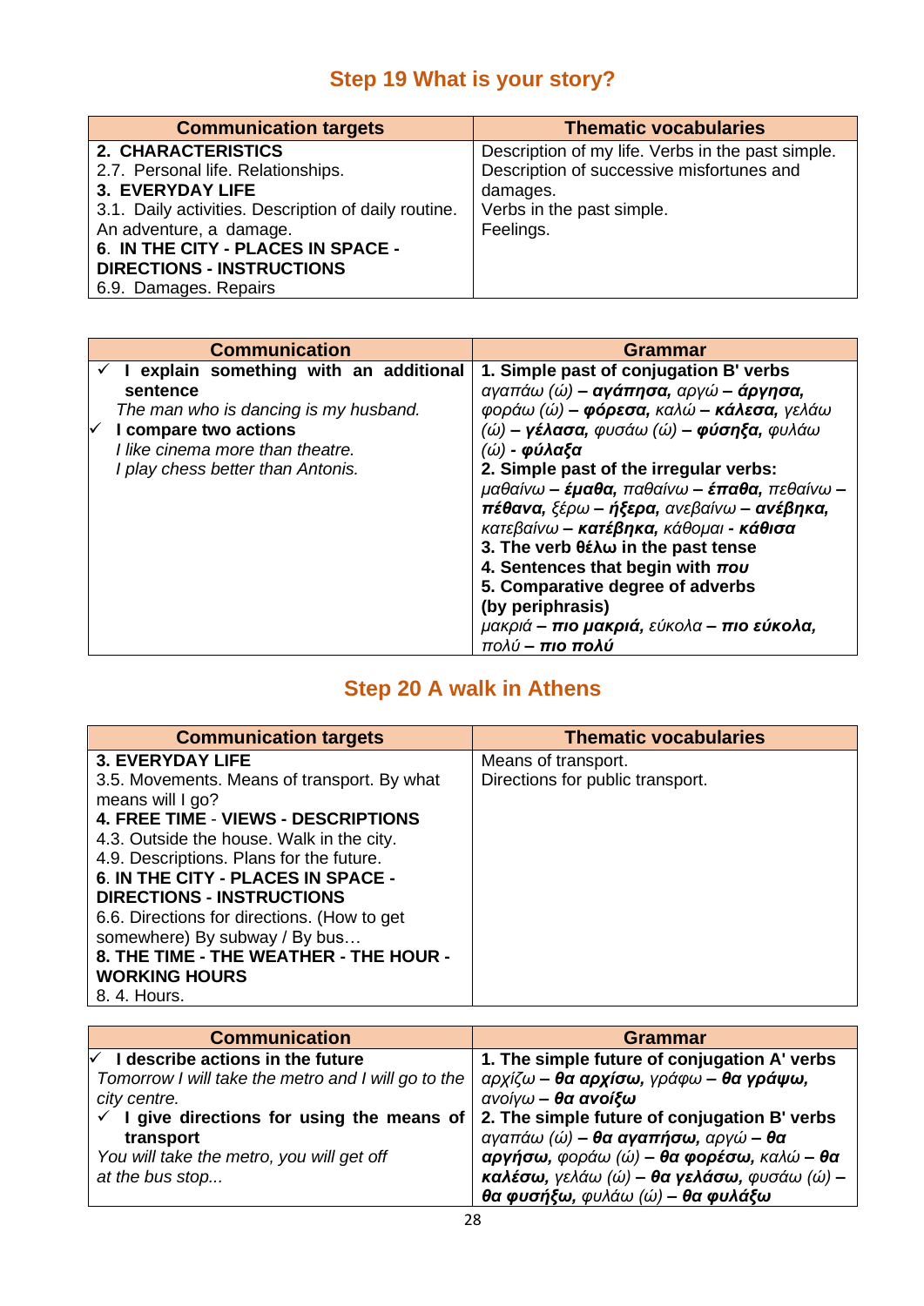## Step 19 What is your story?

| Communication targets | Thematic vocabularies |
|---|---|
| **2. CHARACTERISTICS**<br>2.7. Personal life. Relationships.<br>**3. EVERYDAY LIFE**<br>3.1. Daily activities. Description of daily routine. An adventure, a damage.<br>**6. IN THE CITY - PLACES IN SPACE - DIRECTIONS - INSTRUCTIONS**<br>6.9. Damages. Repairs | Description of my life. Verbs in the past simple.<br>Description of successive misfortunes and damages.<br>Verbs in the past simple.<br>Feelings. |

| Communication | Grammar |
|---|---|
| ✓ **I explain something with an additional sentence**<br>*The man who is dancing is my husband.*<br>✓ **I compare two actions**<br>*I like cinema more than theatre.*<br>*I play chess better than Antonis.* | **1. Simple past of conjugation B' verbs**<br>*αγαπάω (ώ)* – ***αγάπησα,*** *αργώ* – ***άργησα,*** *φοράω (ώ)* – ***φόρεσα,*** *καλώ* – ***κάλεσα,*** *γελάω (ώ)* – ***γέλασα,*** *φυσάω (ώ)* – ***φύσηξα,*** *φυλάω (ώ)* - ***φύλαξα***<br>**2. Simple past of the irregular verbs:**<br>*μαθαίνω* – ***έμαθα,*** *παθαίνω* – ***έπαθα,*** *πεθαίνω* – ***πέθανα,*** *ξέρω* – ***ήξερα,*** *ανεβαίνω* – ***ανέβηκα,*** *κατεβαίνω* – ***κατέβηκα,*** *κάθομαι* - ***κάθισα***<br>**3. The verb θέλω in the past tense**<br>**4. Sentences that begin with *που***<br>**5. Comparative degree of adverbs (by periphrasis)**<br>*μακριά* – ***πιο μακριά,*** *εύκολα* – ***πιο εύκολα,*** *πολύ* – ***πιο πολύ*** |

## Step 20 A walk in Athens

| Communication targets | Thematic vocabularies |
|---|---|
| **3. EVERYDAY LIFE**<br>3.5. Movements. Means of transport. By what means will I go?<br>**4. FREE TIME - VIEWS - DESCRIPTIONS**<br>4.3. Outside the house. Walk in the city.<br>4.9. Descriptions. Plans for the future.<br>**6. IN THE CITY - PLACES IN SPACE - DIRECTIONS - INSTRUCTIONS**<br>6.6. Directions for directions. (How to get somewhere) By subway / By bus…<br>**8. THE TIME - THE WEATHER - THE HOUR - WORKING HOURS**<br>8. 4. Hours. | Means of transport.<br>Directions for public transport. |

| Communication | Grammar |
|---|---|
| ✓ **I describe actions in the future**<br>*Tomorrow I will take the metro and I will go to the city centre.*<br>✓ **I give directions for using the means of transport**<br>*You will take the metro, you will get off at the bus stop...* | **1. The simple future of conjugation A' verbs**<br>*αρχίζω* – ***θα αρχίσω,*** *γράφω* – ***θα γράψω,*** *ανοίγω* – ***θα ανοίξω***<br>**2. The simple future of conjugation B' verbs**<br>*αγαπάω (ώ)* – ***θα αγαπήσω,*** *αργώ* – ***θα αργήσω,*** *φοράω (ώ)* – ***θα φορέσω,*** *καλώ* – ***θα καλέσω,*** *γελάω (ώ)* – ***θα γελάσω,*** *φυσάω (ώ)* – ***θα φυσήξω,*** *φυλάω (ώ)* – ***θα φυλάξω*** |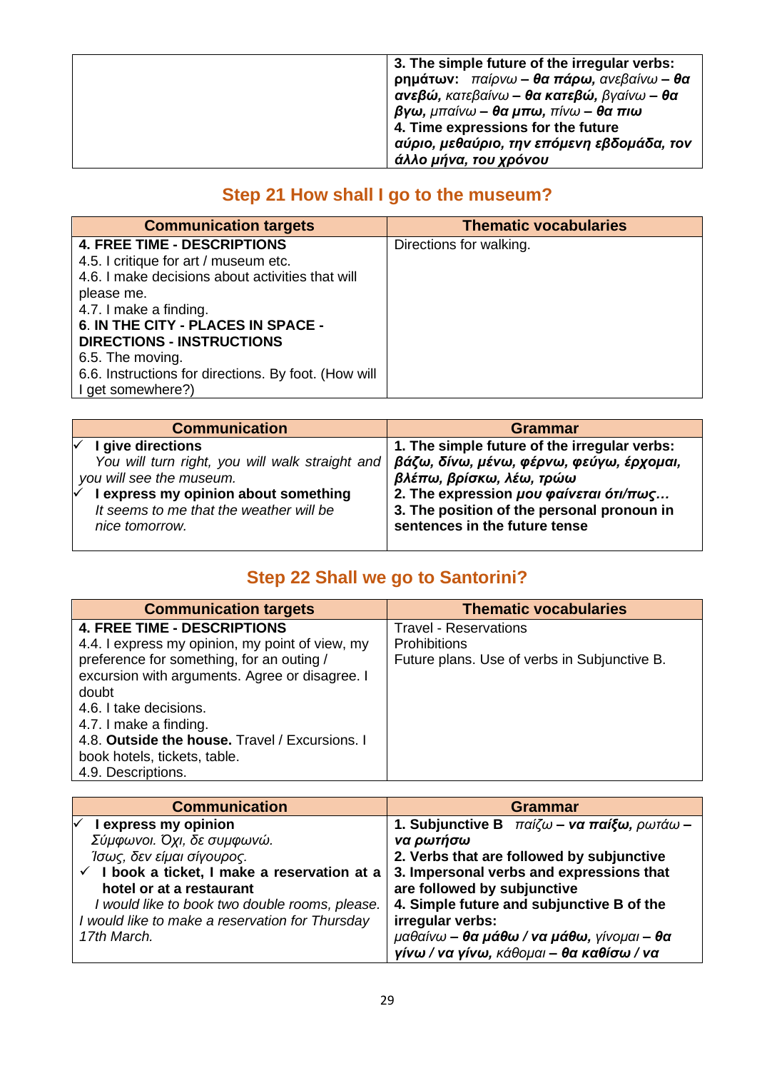| | 3. The simple future of the irregular verbs: **ρημάτων:** *παίρνω* ***– θα πάρω,*** *ανεβαίνω* ***– θα ανεβώ,*** *κατεβαίνω* ***– θα κατεβώ,*** *βγαίνω* ***– θα βγω,*** *μπαίνω* ***– θα μπω,*** *πίνω* ***– θα πιω***<br>**4. Time expressions for the future**<br>***αύριο, μεθαύριο, την επόμενη εβδομάδα, τον άλλο μήνα, του χρόνου*** |
|---|---|

## Step 21 How shall I go to the museum?

| Communication targets | Thematic vocabularies |
|---|---|
| **4. FREE TIME - DESCRIPTIONS**<br>4.5. I critique for art / museum etc.<br>4.6. I make decisions about activities that will please me.<br>4.7. I make a finding.<br>**6. IN THE CITY - PLACES IN SPACE - DIRECTIONS - INSTRUCTIONS**<br>6.5. The moving.<br>6.6. Instructions for directions. By foot. (How will I get somewhere?) | Directions for walking. |

| Communication | Grammar |
|---|---|
| ✓ **I give directions**<br>*You will turn right, you will walk straight and you will see the museum.*<br>✓ **I express my opinion about something**<br>*It seems to me that the weather will be nice tomorrow.* | **1. The simple future of the irregular verbs:** ***βάζω, δίνω, μένω, φέρνω, φεύγω, έρχομαι, βλέπω, βρίσκω, λέω, τρώω***<br>**2. The expression *μου φαίνεται ότι/πως…***<br>**3. The position of the personal pronoun in sentences in the future tense** |

## Step 22 Shall we go to Santorini?

| Communication targets | Thematic vocabularies |
|---|---|
| **4. FREE TIME - DESCRIPTIONS**<br>4.4. I express my opinion, my point of view, my preference for something, for an outing / excursion with arguments. Agree or disagree. I doubt<br>4.6. I take decisions.<br>4.7. I make a finding.<br>4.8. **Outside the house.** Travel / Excursions. I book hotels, tickets, table.<br>4.9. Descriptions. | Travel - Reservations<br>Prohibitions<br>Future plans. Use of verbs in Subjunctive B. |

| Communication | Grammar |
|---|---|
| ✓ **I express my opinion**<br>*Σύμφωνοι. Όχι, δε συμφωνώ.*<br>*Ίσως, δεν είμαι σίγουρος.*<br>✓ **I book a ticket, I make a reservation at a hotel or at a restaurant**<br>*I would like to book two double rooms, please.*<br>*I would like to make a reservation for Thursday 17th March.* | **1. Subjunctive B** *παίζω* ***– να παίξω,*** *ρωτάω* ***– να ρωτήσω***<br>**2. Verbs that are followed by subjunctive**<br>**3. Impersonal verbs and expressions that are followed by subjunctive**<br>**4. Simple future and subjunctive B of the irregular verbs:**<br>*μαθαίνω* ***– θα μάθω / να μάθω,*** *γίνομαι* ***– θα γίνω / να γίνω,*** *κάθομαι* ***– θα καθίσω / να*** |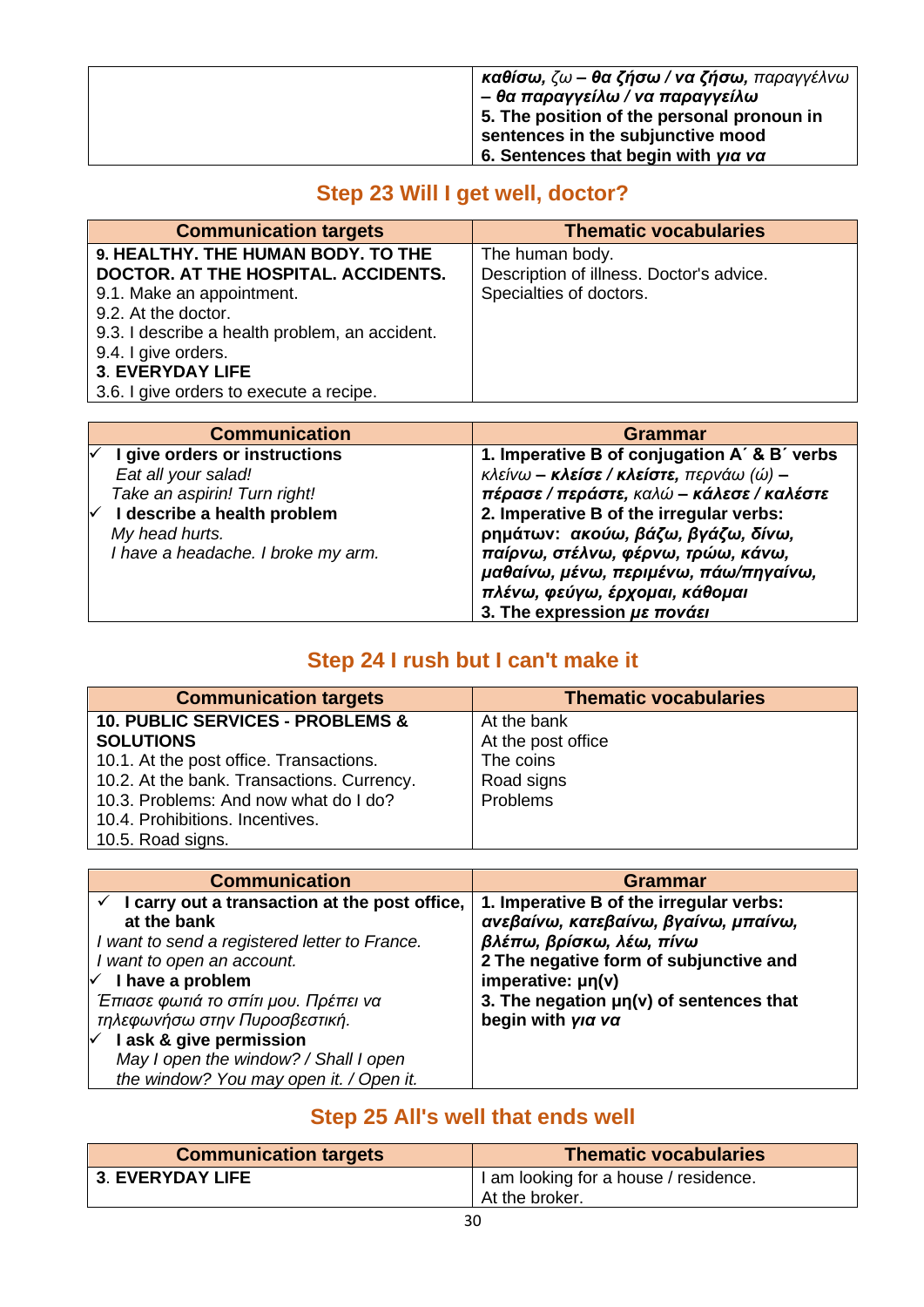| | ***καθίσω,*** *ζω* ***– θα ζήσω / να ζήσω,*** *παραγγέλνω* ***– θα παραγγείλω / να παραγγείλω***<br>**5. The position of the personal pronoun in sentences in the subjunctive mood**<br>**6. Sentences that begin with *για να*** |
|---|---|

## Step 23 Will I get well, doctor?

| Communication targets | Thematic vocabularies |
|---|---|
| **9. HEALTHY. THE HUMAN BODY. TO THE DOCTOR. AT THE HOSPITAL. ACCIDENTS.**<br>9.1. Make an appointment.<br>9.2. At the doctor.<br>9.3. I describe a health problem, an accident.<br>9.4. I give orders.<br>**3. EVERYDAY LIFE**<br>3.6. I give orders to execute a recipe. | The human body.<br>Description of illness. Doctor's advice.<br>Specialties of doctors. |

| Communication | Grammar |
|---|---|
| ✓ **I give orders or instructions**<br>*Eat all your salad!*<br>*Take an aspirin! Turn right!*<br>✓ **I describe a health problem**<br>*My head hurts.*<br>*I have a headache. I broke my arm.* | **1. Imperative B of conjugation A΄ & B΄ verbs**<br>*κλείνω* ***– κλείσε / κλείστε,*** *περνάω (ώ)* ***– πέρασε / περάστε,*** *καλώ* ***– κάλεσε / καλέστε***<br>**2. Imperative B of the irregular verbs:**<br>**ρημάτων: *ακούω, βάζω, βγάζω, δίνω, παίρνω, στέλνω, φέρνω, τρώω, κάνω, μαθαίνω, μένω, περιμένω, πάω/πηγαίνω, πλένω, φεύγω, έρχομαι, κάθομαι***<br>**3. The expression *με πονάει*** |

## Step 24 I rush but I can't make it

| Communication targets | Thematic vocabularies |
|---|---|
| **10. PUBLIC SERVICES - PROBLEMS & SOLUTIONS**<br>10.1. At the post office. Transactions.<br>10.2. At the bank. Transactions. Currency.<br>10.3. Problems: And now what do I do?<br>10.4. Prohibitions. Incentives.<br>10.5. Road signs. | At the bank<br>At the post office<br>The coins<br>Road signs<br>Problems |

| Communication | Grammar |
|---|---|
| ✓ **I carry out a transaction at the post office, at the bank**<br>*I want to send a registered letter to France.*<br>*I want to open an account.*<br>✓ **I have a problem**<br>*Έπιασε φωτιά το σπίτι μου. Πρέπει να τηλεφωνήσω στην Πυροσβεστική.*<br>✓ **I ask & give permission**<br>*May I open the window? / Shall I open the window? You may open it. / Open it.* | **1. Imperative B of the irregular verbs:**<br>***ανεβαίνω, κατεβαίνω, βγαίνω, μπαίνω, βλέπω, βρίσκω, λέω, πίνω***<br>**2 The negative form of subjunctive and imperative: μη(ν)**<br>**3. The negation μη(ν) of sentences that begin with *για να*** |

## Step 25 All's well that ends well

| Communication targets | Thematic vocabularies |
|---|---|
| **3. EVERYDAY LIFE** | I am looking for a house / residence.<br>At the broker. |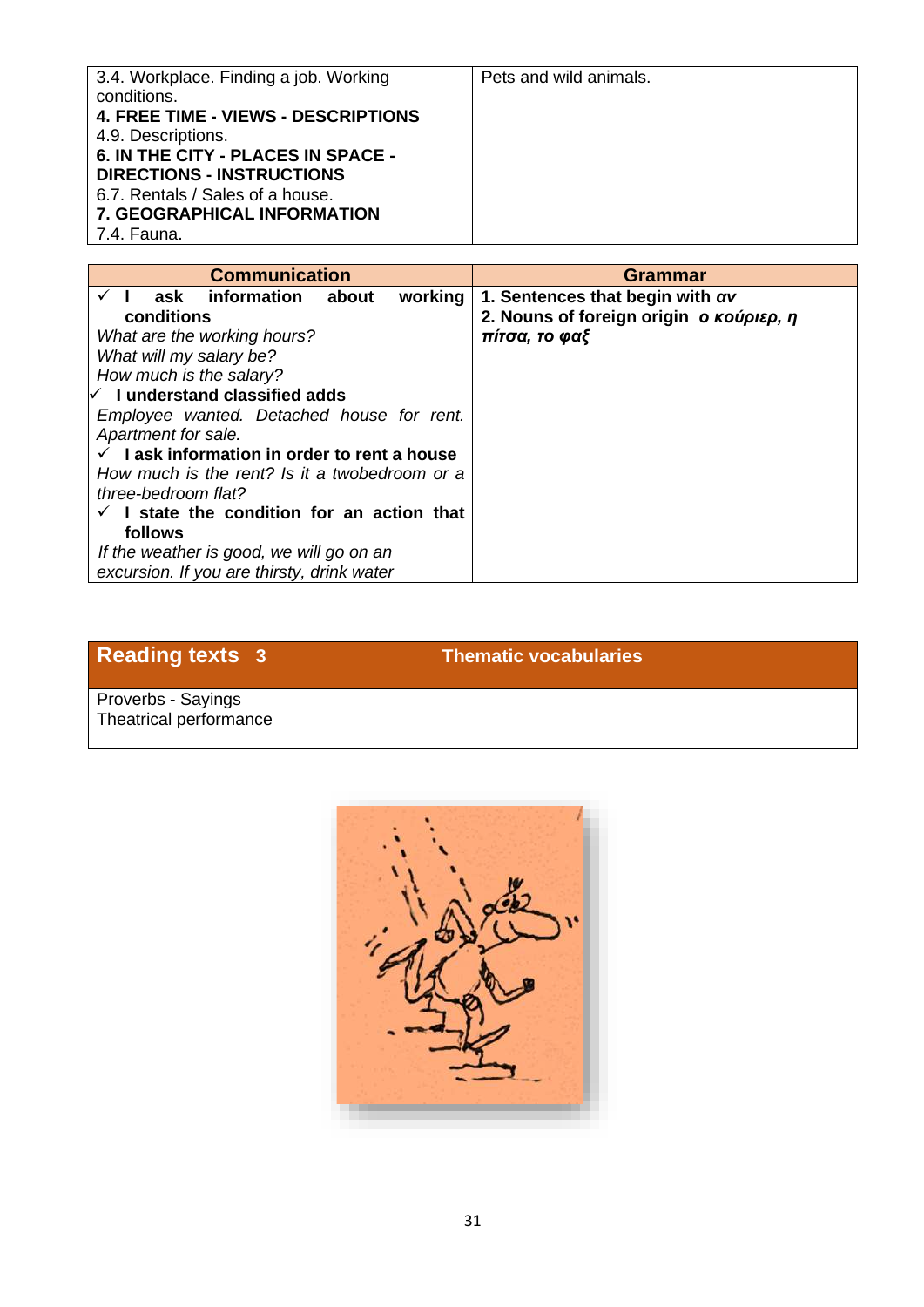| 3.4. Workplace. Finding a job. Working conditions.<br>**4. FREE TIME - VIEWS - DESCRIPTIONS**<br>4.9. Descriptions.<br>**6. IN THE CITY - PLACES IN SPACE - DIRECTIONS - INSTRUCTIONS**<br>6.7. Rentals / Sales of a house.<br>**7. GEOGRAPHICAL INFORMATION**<br>7.4. Fauna. | Pets and wild animals. |
|---|---|

| **Communication** | **Grammar** |
|---|---|
| ✓ **I ask information about working conditions**<br>*What are the working hours?*<br>*What will my salary be?*<br>*How much is the salary?*<br>✓ **I understand classified adds**<br>*Employee wanted. Detached house for rent. Apartment for sale.*<br>✓ **I ask information in order to rent a house**<br>*How much is the rent? Is it a twobedroom or a three-bedroom flat?*<br>✓ **I state the condition for an action that follows**<br>*If the weather is good, we will go on an excursion. If you are thirsty, drink water* | **1. Sentences that begin with *αν***<br>**2. Nouns of foreign origin *ο κούριερ, η πίτσα, το φαξ*** |

| **Reading texts 3** | **Thematic vocabularies** |
|---|---|
| Proverbs - Sayings<br>Theatrical performance | |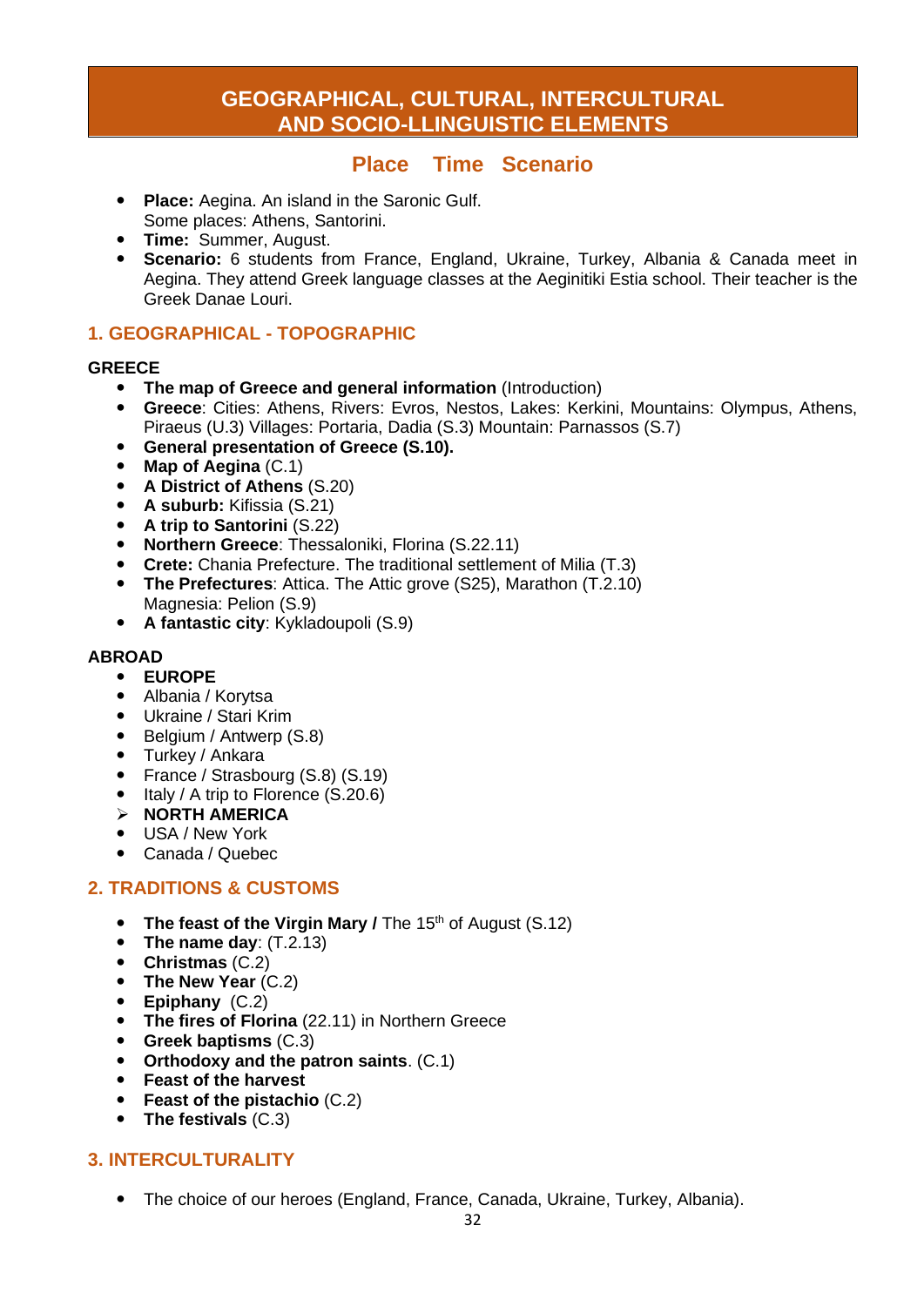# GEOGRAPHICAL, CULTURAL, INTERCULTURAL AND SOCIO-LLINGUISTIC ELEMENTS

## Place Time Scenario

- **Place:** Aegina. An island in the Saronic Gulf.
  Some places: Athens, Santorini.
- **Time:** Summer, August.
- **Scenario:** 6 students from France, England, Ukraine, Turkey, Albania & Canada meet in Aegina. They attend Greek language classes at the Aeginitiki Estia school. Their teacher is the Greek Danae Louri.

## 1. GEOGRAPHICAL - TOPOGRAPHIC

**GREECE**

- **The map of Greece and general information** (Introduction)
- **Greece**: Cities: Athens, Rivers: Evros, Nestos, Lakes: Kerkini, Mountains: Olympus, Athens, Piraeus (U.3) Villages: Portaria, Dadia (S.3) Mountain: Parnassos (S.7)
- **General presentation of Greece (S.10).**
- **Map of Aegina** (C.1)
- **A District of Athens** (S.20)
- **A suburb:** Kifissia (S.21)
- **A trip to Santorini** (S.22)
- **Northern Greece**: Thessaloniki, Florina (S.22.11)
- **Crete:** Chania Prefecture. The traditional settlement of Milia (T.3)
- **The Prefectures**: Attica. The Attic grove (S25), Marathon (T.2.10)
  Magnesia: Pelion (S.9)
- **A fantastic city**: Kykladoupoli (S.9)

**ABROAD**

- **EUROPE**
- Albania / Korytsa
- Ukraine / Stari Krim
- Belgium / Antwerp (S.8)
- Turkey / Ankara
- France / Strasbourg (S.8) (S.19)
- Italy / A trip to Florence (S.20.6)
- **NORTH AMERICA**
- USA / New York
- Canada / Quebec

## 2. TRADITIONS & CUSTOMS

- **The feast of the Virgin Mary /** The 15th of August (S.12)
- **The name day**: (T.2.13)
- **Christmas** (C.2)
- **The New Year** (C.2)
- **Epiphany** (C.2)
- **The fires of Florina** (22.11) in Northern Greece
- **Greek baptisms** (C.3)
- **Orthodoxy and the patron saints**. (C.1)
- **Feast of the harvest**
- **Feast of the pistachio** (C.2)
- **The festivals** (C.3)

## 3. INTERCULTURALITY

- The choice of our heroes (England, France, Canada, Ukraine, Turkey, Albania).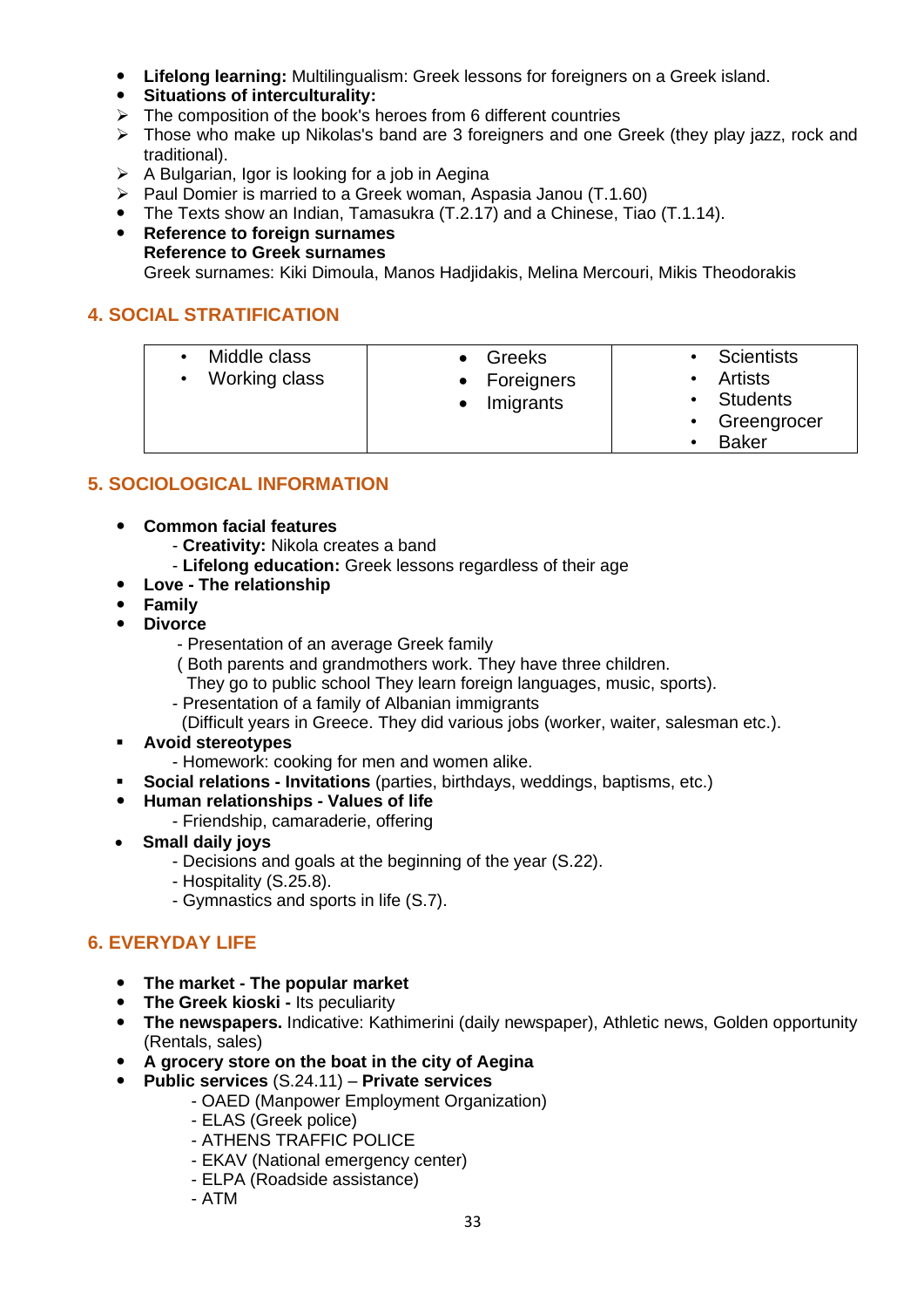- **Lifelong learning:** Multilingualism: Greek lessons for foreigners on a Greek island.
- **Situations of interculturality:**
  - The composition of the book's heroes from 6 different countries
  - Those who make up Nikolas's band are 3 foreigners and one Greek (they play jazz, rock and traditional).
  - A Bulgarian, Igor is looking for a job in Aegina
  - Paul Domier is married to a Greek woman, Aspasia Janou (T.1.60)
- The Texts show an Indian, Tamasukra (T.2.17) and a Chinese, Tiao (T.1.14).
- **Reference to foreign surnames**
  **Reference to Greek surnames**
  Greek surnames: Kiki Dimoula, Manos Hadjidakis, Melina Mercouri, Mikis Theodorakis

## 4. SOCIAL STRATIFICATION

| | | |
|---|---|---|
| • Middle class<br>• Working class | • Greeks<br>• Foreigners<br>• Imigrants | • Scientists<br>• Artists<br>• Students<br>• Greengrocer<br>• Baker |

## 5. SOCIOLOGICAL INFORMATION

- **Common facial features**
  - **Creativity:** Nikola creates a band
  - **Lifelong education:** Greek lessons regardless of their age
- **Love - The relationship**
- **Family**
- **Divorce**
  - Presentation of an average Greek family
    ( Both parents and grandmothers work. They have three children.
    They go to public school They learn foreign languages, music, sports).
  - Presentation of a family of Albanian immigrants
    (Difficult years in Greece. They did various jobs (worker, waiter, salesman etc.).
- **Avoid stereotypes**
  - Homework: cooking for men and women alike.
- **Social relations - Invitations** (parties, birthdays, weddings, baptisms, etc.)
- **Human relationships - Values of life**
  - Friendship, camaraderie, offering
- **Small daily joys**
  - Decisions and goals at the beginning of the year (S.22).
  - Hospitality (S.25.8).
  - Gymnastics and sports in life (S.7).

## 6. EVERYDAY LIFE

- **The market - The popular market**
- **The Greek kioski -** Its peculiarity
- **The newspapers.** Indicative: Kathimerini (daily newspaper), Athletic news, Golden opportunity (Rentals, sales)
- **A grocery store on the boat in the city of Aegina**
- **Public services** (S.24.11) – **Private services**
  - OAED (Manpower Employment Organization)
  - ELAS (Greek police)
  - ATHENS TRAFFIC POLICE
  - EKAV (National emergency center)
  - ELPA (Roadside assistance)
  - ATM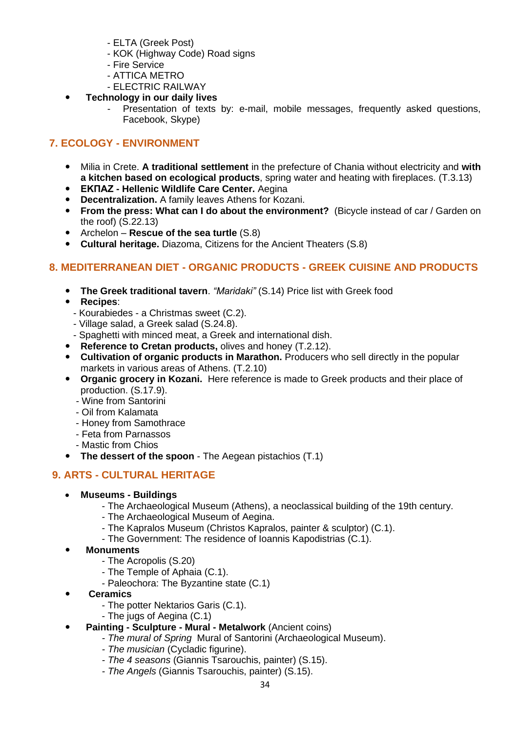- ELTA (Greek Post)
- KOK (Highway Code) Road signs
- Fire Service
- ATTICA METRO
- ELECTRIC RAILWAY

- **Technology in our daily lives**
    - Presentation of texts by: e-mail, mobile messages, frequently asked questions, Facebook, Skype)

## 7. ECOLOGY - ENVIRONMENT

- Milia in Crete. **A traditional settlement** in the prefecture of Chania without electricity and **with a kitchen based on ecological products**, spring water and heating with fireplaces. (T.3.13)
- **ΕΚΠΑΖ - Hellenic Wildlife Care Center.** Aegina
- **Decentralization.** A family leaves Athens for Kozani.
- **From the press: What can I do about the environment?** (Bicycle instead of car / Garden on the roof) (S.22.13)
- Archelon – **Rescue of the sea turtle** (S.8)
- **Cultural heritage.** Diazoma, Citizens for the Ancient Theaters (S.8)

## 8. MEDITERRANEAN DIET - ORGANIC PRODUCTS - GREEK CUISINE AND PRODUCTS

- **The Greek traditional tavern**. *"Maridaki"* (S.14) Price list with Greek food
- **Recipes**:
    - Kourabiedes - a Christmas sweet (C.2).
    - Village salad, a Greek salad (S.24.8).
    - Spaghetti with minced meat, a Greek and international dish.
- **Reference to Cretan products,** olives and honey (T.2.12).
- **Cultivation of organic products in Marathon.** Producers who sell directly in the popular markets in various areas of Athens. (T.2.10)
- **Organic grocery in Kozani.** Here reference is made to Greek products and their place of production. (S.17.9).
    - Wine from Santorini
    - Oil from Kalamata
    - Honey from Samothrace
    - Feta from Parnassos
    - Mastic from Chios
- **The dessert of the spoon** - The Aegean pistachios (T.1)

## 9. ARTS - CULTURAL HERITAGE

- **Museums - Buildings**
    - The Archaeological Museum (Athens), a neoclassical building of the 19th century.
    - The Archaeological Museum of Aegina.
    - The Kapralos Museum (Christos Kapralos, painter & sculptor) (C.1).
    - The Government: The residence of Ioannis Kapodistrias (C.1).
- **Monuments**
    - The Acropolis (S.20)
    - The Temple of Aphaia (C.1).
    - Paleochora: The Byzantine state (C.1)
- **Ceramics**
    - The potter Nektarios Garis (C.1).
    - The jugs of Aegina (C.1)
- **Painting - Sculpture - Mural - Metalwork** (Ancient coins)
    - *The mural of Spring* Mural of Santorini (Archaeological Museum).
    - *The musician* (Cycladic figurine).
    - *The 4 seasons* (Giannis Tsarouchis, painter) (S.15).
    - *The Angels* (Giannis Tsarouchis, painter) (S.15).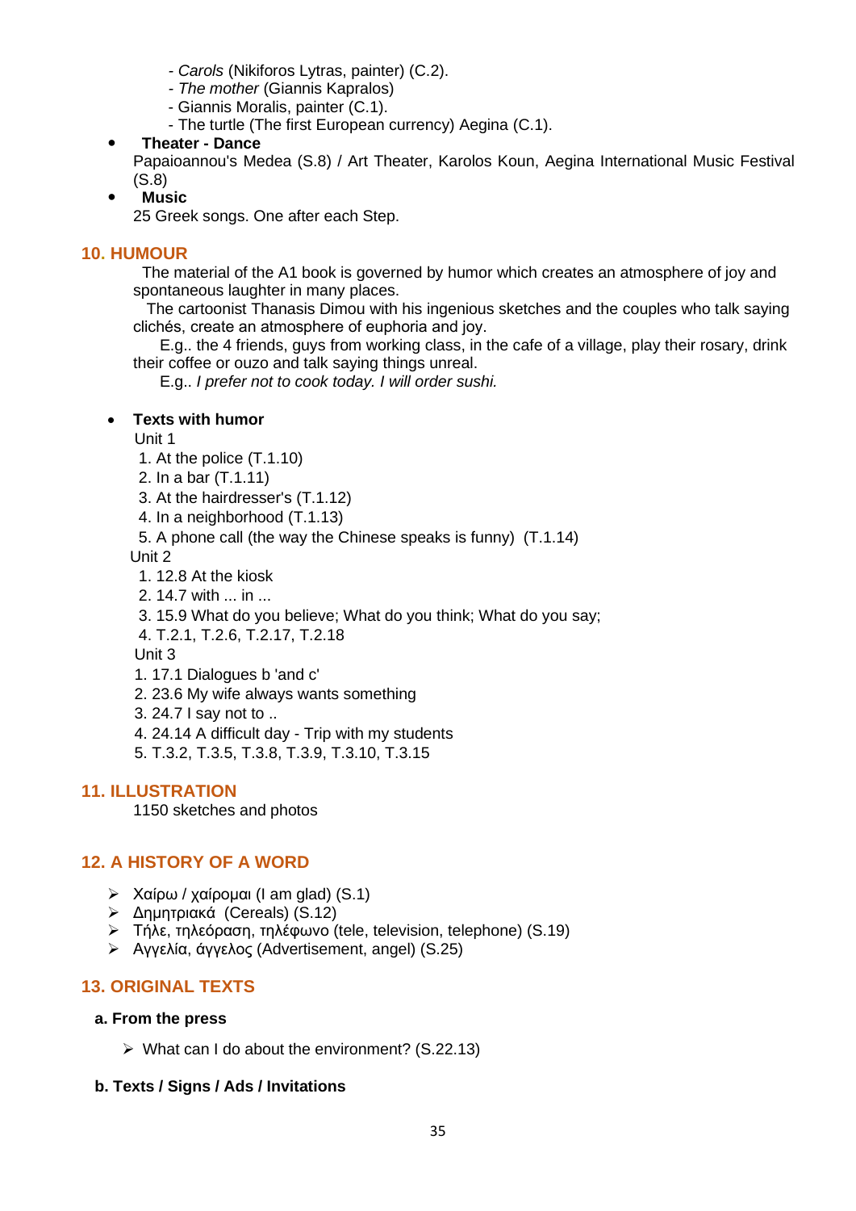- *Carols* (Nikiforos Lytras, painter) (C.2).
- *The mother* (Giannis Kapralos)
- Giannis Moralis, painter (C.1).
- The turtle (The first European currency) Aegina (C.1).

- **Theater - Dance**
  Papaioannou's Medea (S.8) / Art Theater, Karolos Koun, Aegina International Music Festival (S.8)
- **Music**
  25 Greek songs. One after each Step.

## 10. HUMOUR

The material of the A1 book is governed by humor which creates an atmosphere of joy and spontaneous laughter in many places.

The cartoonist Thanasis Dimou with his ingenious sketches and the couples who talk saying clichés, create an atmosphere of euphoria and joy.

E.g.. the 4 friends, guys from working class, in the cafe of a village, play their rosary, drink their coffee or ouzo and talk saying things unreal.

E.g.. *I prefer not to cook today. I will order sushi.*

- **Texts with humor**

Unit 1

1. At the police (T.1.10)
2. In a bar (T.1.11)
3. At the hairdresser's (T.1.12)
4. In a neighborhood (T.1.13)
5. A phone call (the way the Chinese speaks is funny) (T.1.14)

Unit 2

1. 12.8 At the kiosk
2. 14.7 with ... in ...
3. 15.9 What do you believe; What do you think; What do you say;
4. T.2.1, T.2.6, T.2.17, T.2.18

Unit 3

1. 17.1 Dialogues b 'and c'
2. 23.6 My wife always wants something
3. 24.7 I say not to ..
4. 24.14 A difficult day - Trip with my students
5. T.3.2, T.3.5, T.3.8, T.3.9, T.3.10, T.3.15

## 11. ILLUSTRATION

1150 sketches and photos

## 12. A HISTORY OF A WORD

- Χαίρω / χαίρομαι (I am glad) (S.1)
- Δημητριακά (Cereals) (S.12)
- Τήλε, τηλεόραση, τηλέφωνο (tele, television, telephone) (S.19)
- Αγγελία, άγγελος (Advertisement, angel) (S.25)

## 13. ORIGINAL TEXTS

### a. From the press

- What can I do about the environment? (S.22.13)

### b. Texts / Signs / Ads / Invitations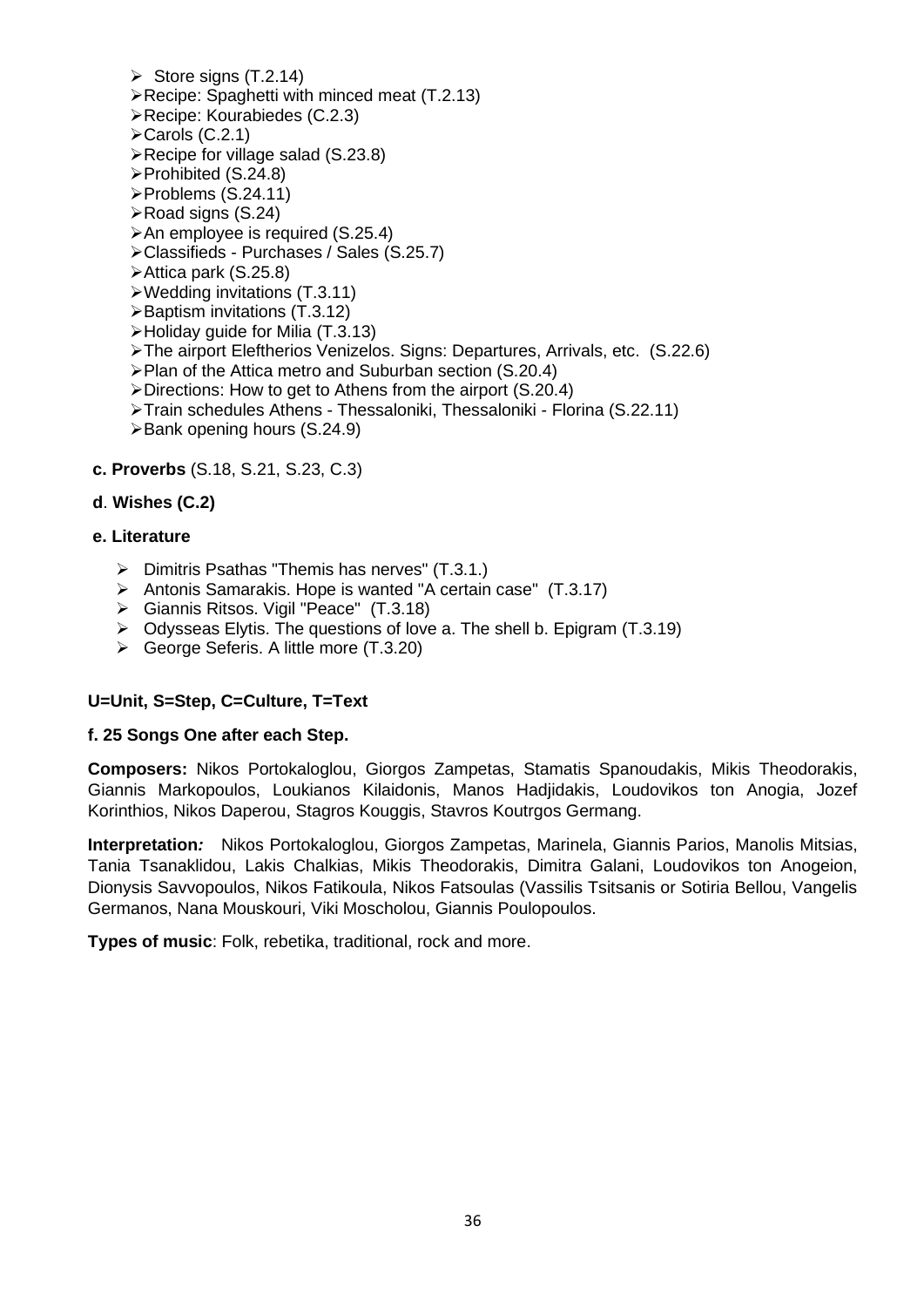- Store signs (T.2.14)
- Recipe: Spaghetti with minced meat (T.2.13)
- Recipe: Kourabiedes (C.2.3)
- Carols (C.2.1)
- Recipe for village salad (S.23.8)
- Prohibited (S.24.8)
- Problems (S.24.11)
- Road signs (S.24)
- An employee is required (S.25.4)
- Classifieds - Purchases / Sales (S.25.7)
- Attica park (S.25.8)
- Wedding invitations (T.3.11)
- Baptism invitations (T.3.12)
- Holiday guide for Milia (T.3.13)
- The airport Eleftherios Venizelos. Signs: Departures, Arrivals, etc. (S.22.6)
- Plan of the Attica metro and Suburban section (S.20.4)
- Directions: How to get to Athens from the airport (S.20.4)
- Train schedules Athens - Thessaloniki, Thessaloniki - Florina (S.22.11)
- Bank opening hours (S.24.9)

**c. Proverbs** (S.18, S.21, S.23, C.3)

**d**. **Wishes (C.2)**

**e. Literature**

- Dimitris Psathas "Themis has nerves" (T.3.1.)
- Antonis Samarakis. Hope is wanted "A certain case" (T.3.17)
- Giannis Ritsos. Vigil "Peace" (T.3.18)
- Odysseas Elytis. The questions of love a. The shell b. Epigram (T.3.19)
- George Seferis. A little more (T.3.20)

**U=Unit, S=Step, C=Culture, T=Text**

**f. 25 Songs One after each Step.**

**Composers:** Nikos Portokaloglou, Giorgos Zampetas, Stamatis Spanoudakis, Mikis Theodorakis, Giannis Markopoulos, Loukianos Kilaidonis, Manos Hadjidakis, Loudovikos ton Anogia, Jozef Korinthios, Nikos Daperou, Stagros Kouggis, Stavros Koutrgos Germang.

**Interpretation***:* Nikos Portokaloglou, Giorgos Zampetas, Marinela, Giannis Parios, Manolis Mitsias, Tania Tsanaklidou, Lakis Chalkias, Mikis Theodorakis, Dimitra Galani, Loudovikos ton Anogeion, Dionysis Savvopoulos, Nikos Fatikoula, Nikos Fatsoulas (Vassilis Tsitsanis or Sotiria Bellou, Vangelis Germanos, Nana Mouskouri, Viki Moscholou, Giannis Poulopoulos.

**Types of music**: Folk, rebetika, traditional, rock and more.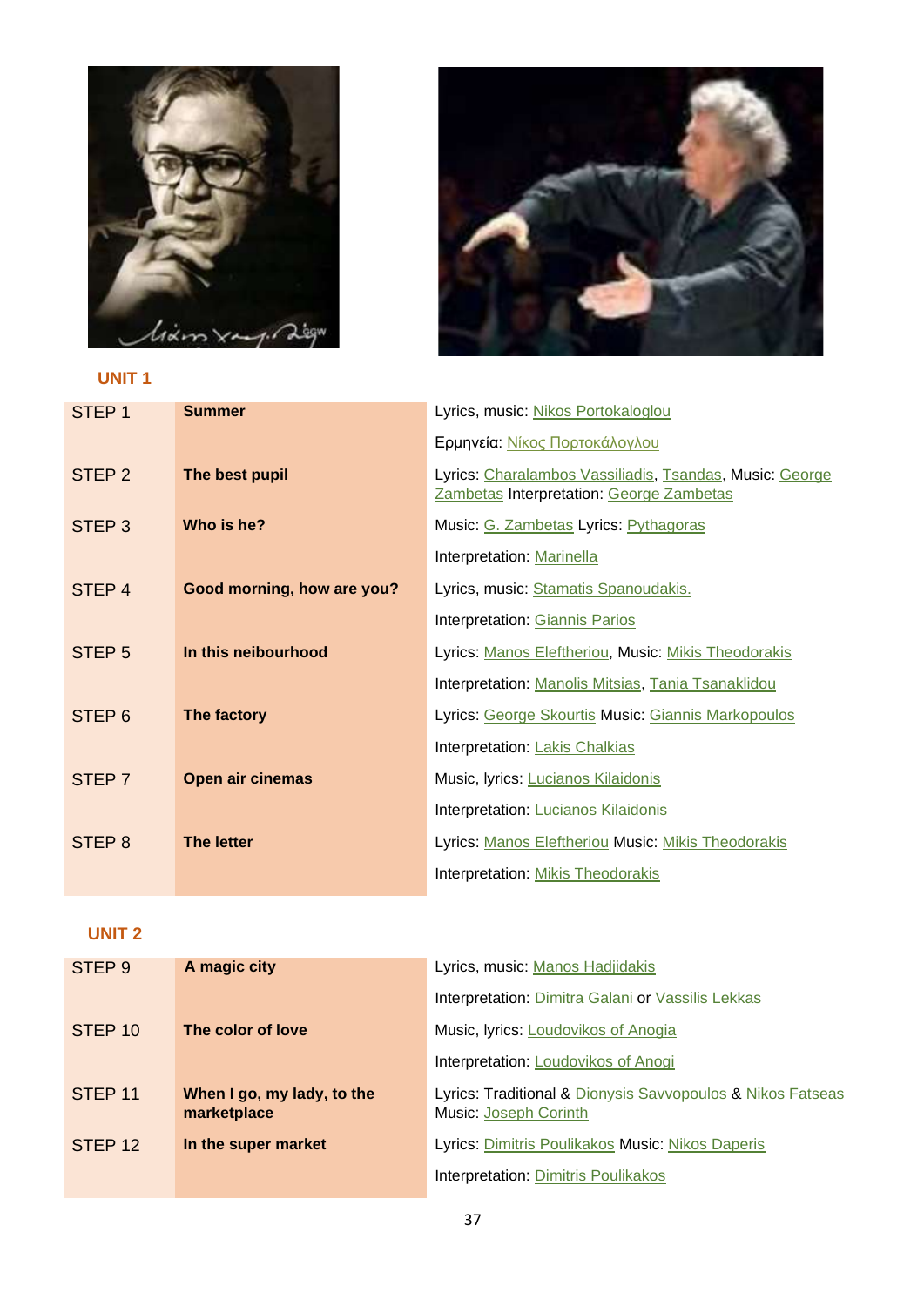## UNIT 1

| | | |
|---|---|---|
| STEP 1 | **Summer** | Lyrics, music: Nikos Portokaloglou<br>Ερμηνεία: Νίκος Πορτοκάλογλου |
| STEP 2 | **The best pupil** | Lyrics: Charalambos Vassiliadis, Tsandas, Music: George Zambetas Interpretation: George Zambetas |
| STEP 3 | **Who is he?** | Music: G. Zambetas Lyrics: Pythagoras<br>Interpretation: Marinella |
| STEP 4 | **Good morning, how are you?** | Lyrics, music: Stamatis Spanoudakis.<br>Interpretation: Giannis Parios |
| STEP 5 | **In this neibourhood** | Lyrics: Manos Eleftheriou, Music: Mikis Theodorakis<br>Interpretation: Manolis Mitsias, Tania Tsanaklidou |
| STEP 6 | **The factory** | Lyrics: George Skourtis Music: Giannis Markopoulos<br>Interpretation: Lakis Chalkias |
| STEP 7 | **Open air cinemas** | Music, lyrics: Lucianos Kilaidonis<br>Interpretation: Lucianos Kilaidonis |
| STEP 8 | **The letter** | Lyrics: Manos Eleftheriou Music: Mikis Theodorakis<br>Interpretation: Mikis Theodorakis |

## UNIT 2

| | | |
|---|---|---|
| STEP 9 | **A magic city** | Lyrics, music: Manos Hadjidakis<br>Interpretation: Dimitra Galani or Vassilis Lekkas |
| STEP 10 | **The color of love** | Music, lyrics: Loudovikos of Anogia<br>Interpretation: Loudovikos of Anogi |
| STEP 11 | **When I go, my lady, to the marketplace** | Lyrics: Traditional & Dionysis Savvopoulos & Nikos Fatseas Music: Joseph Corinth |
| STEP 12 | **In the super market** | Lyrics: Dimitris Poulikakos Music: Nikos Daperis<br>Interpretation: Dimitris Poulikakos |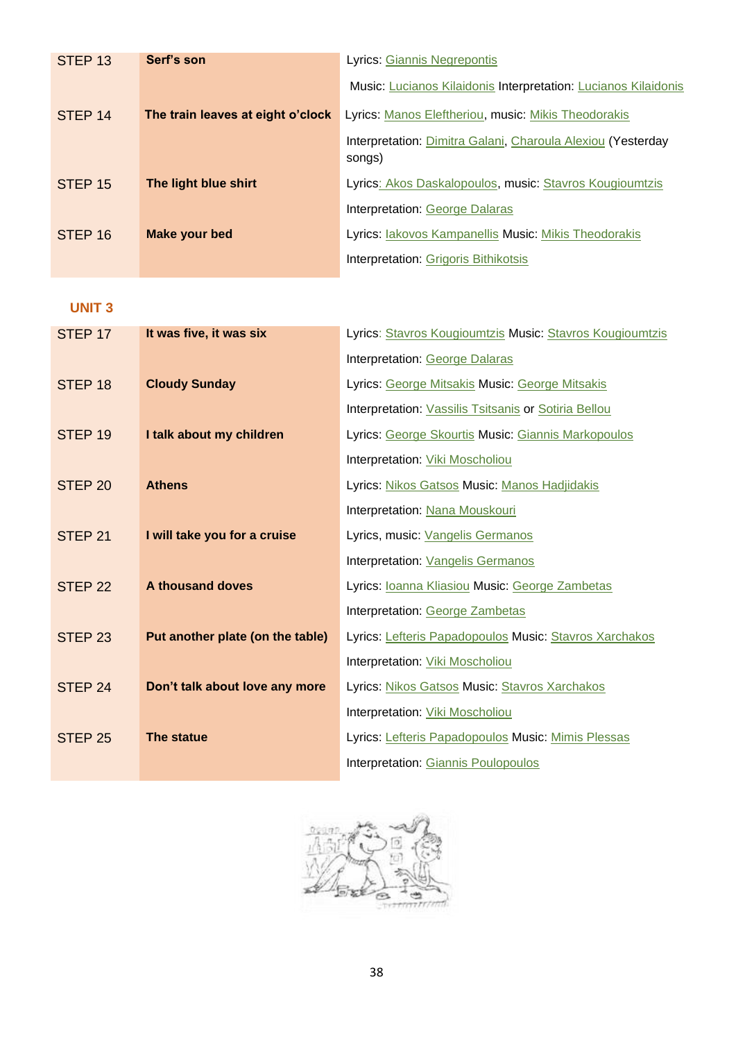| STEP 13 | Serf's son | Lyrics: Giannis Negrepontis<br>Music: Lucianos Kilaidonis Interpretation: Lucianos Kilaidonis |
|---|---|---|
| STEP 14 | The train leaves at eight o'clock | Lyrics: Manos Eleftheriou, music: Mikis Theodorakis<br>Interpretation: Dimitra Galani, Charoula Alexiou (Yesterday songs) |
| STEP 15 | The light blue shirt | Lyrics: Akos Daskalopoulos, music: Stavros Kougioumtzis<br>Interpretation: George Dalaras |
| STEP 16 | Make your bed | Lyrics: Iakovos Kampanellis Music: Mikis Theodorakis<br>Interpretation: Grigoris Bithikotsis |

## UNIT 3

| STEP 17 | It was five, it was six | Lyrics: Stavros Kougioumtzis Music: Stavros Kougioumtzis<br>Interpretation: George Dalaras |
|---|---|---|
| STEP 18 | Cloudy Sunday | Lyrics: George Mitsakis Music: George Mitsakis<br>Interpretation: Vassilis Tsitsanis or Sotiria Bellou |
| STEP 19 | I talk about my children | Lyrics: George Skourtis Music: Giannis Markopoulos<br>Interpretation: Viki Moscholiou |
| STEP 20 | Athens | Lyrics: Nikos Gatsos Music: Manos Hadjidakis<br>Interpretation: Nana Mouskouri |
| STEP 21 | I will take you for a cruise | Lyrics, music: Vangelis Germanos<br>Interpretation: Vangelis Germanos |
| STEP 22 | A thousand doves | Lyrics: Ioanna Kliasiou Music: George Zambetas<br>Interpretation: George Zambetas |
| STEP 23 | Put another plate (on the table) | Lyrics: Lefteris Papadopoulos Music: Stavros Xarchakos<br>Interpretation: Viki Moscholiou |
| STEP 24 | Don't talk about love any more | Lyrics: Nikos Gatsos Music: Stavros Xarchakos<br>Interpretation: Viki Moscholiou |
| STEP 25 | The statue | Lyrics: Lefteris Papadopoulos Music: Mimis Plessas<br>Interpretation: Giannis Poulopoulos |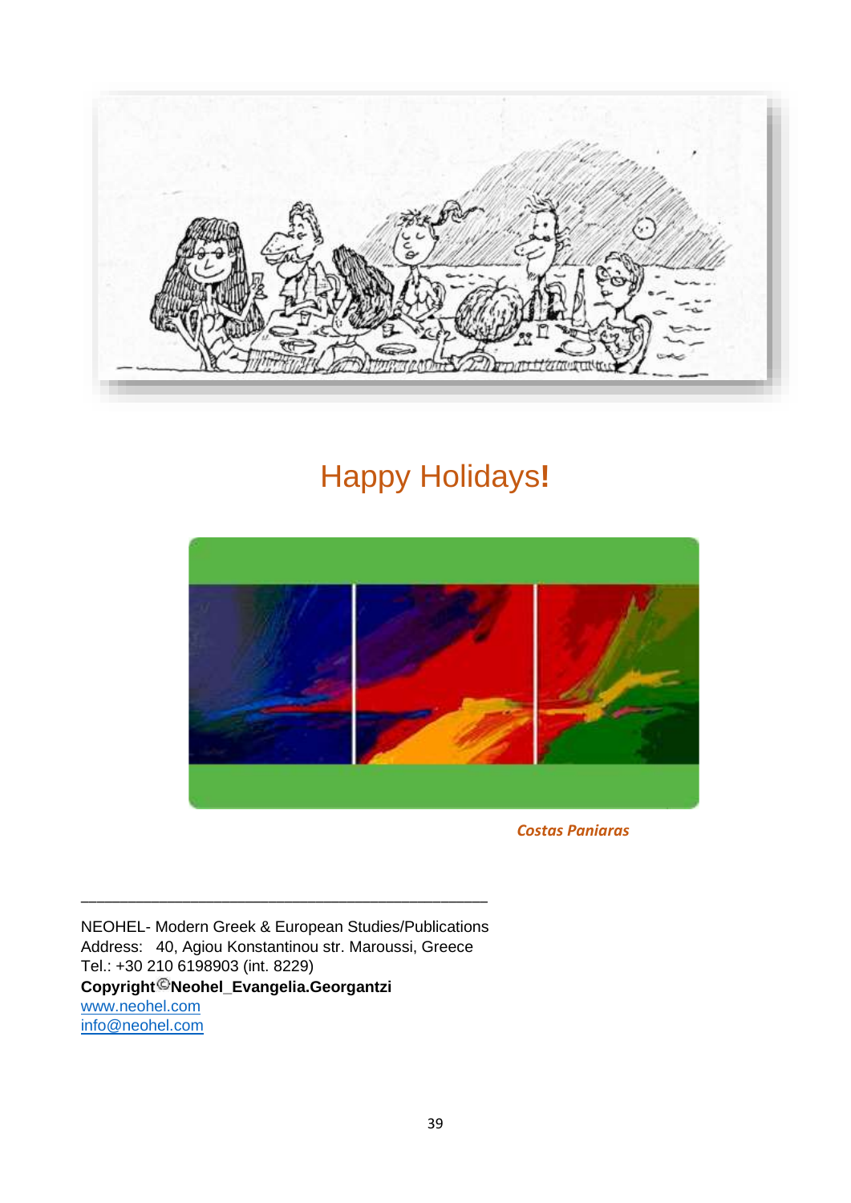# Happy Holidays!

*Costas Paniaras*

---

NEOHEL- Modern Greek & European Studies/Publications
Address: 40, Agiou Konstantinou str. Maroussi, Greece
Tel.: +30 210 6198903 (int. 8229)
**Copyright©Neohel_Evangelia.Georgantzi**
www.neohel.com
info@neohel.com